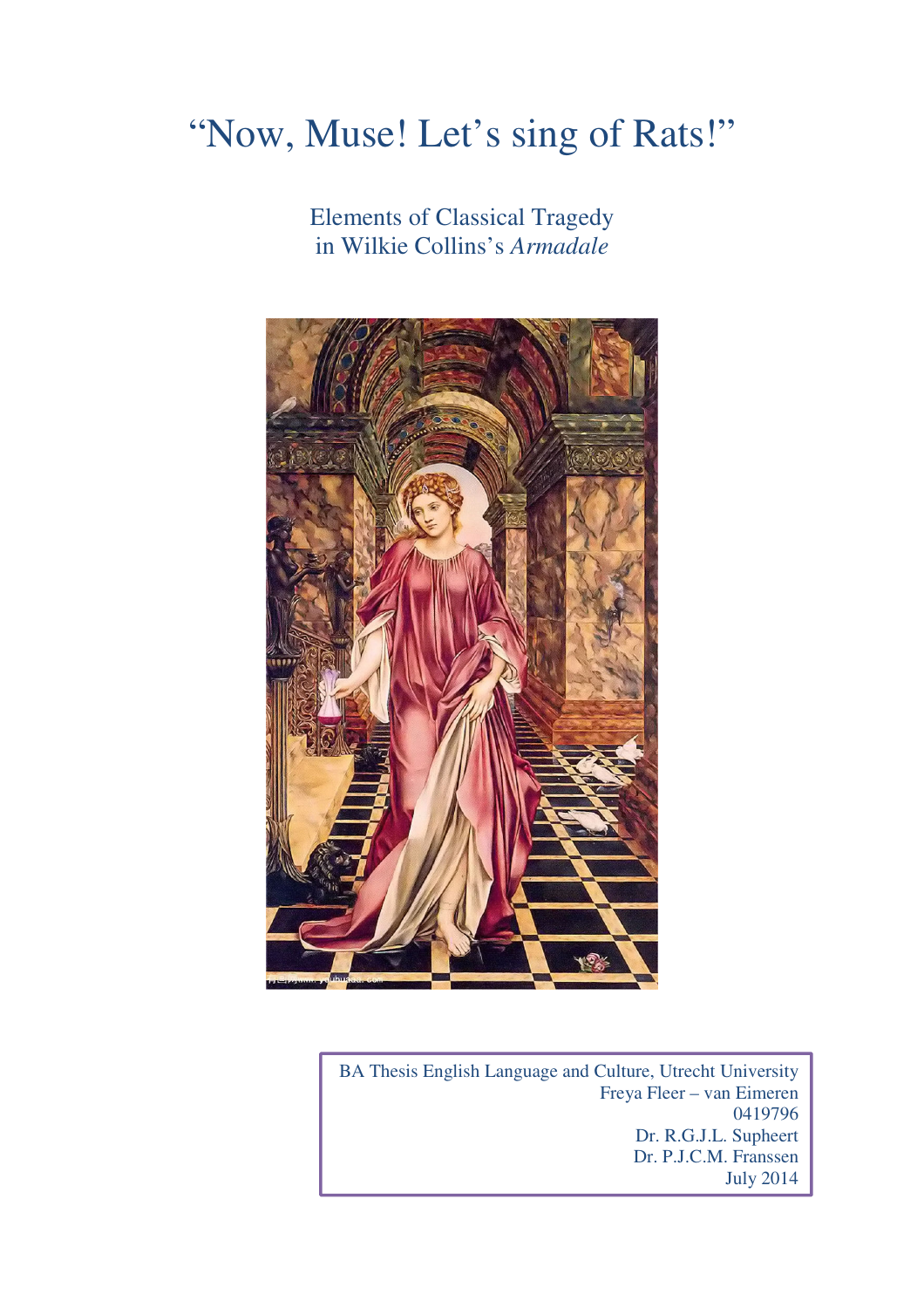# “Now, Muse! Let’s sing of Rats!”

## Elements of Classical Tragedy in Wilkie Collins’s *Armadale*

BA Thesis English Language and Culture, Utrecht University
Freya Fleer – van Eimeren
0419796
Dr. R.G.J.L. Supheert
Dr. P.J.C.M. Franssen
July 2014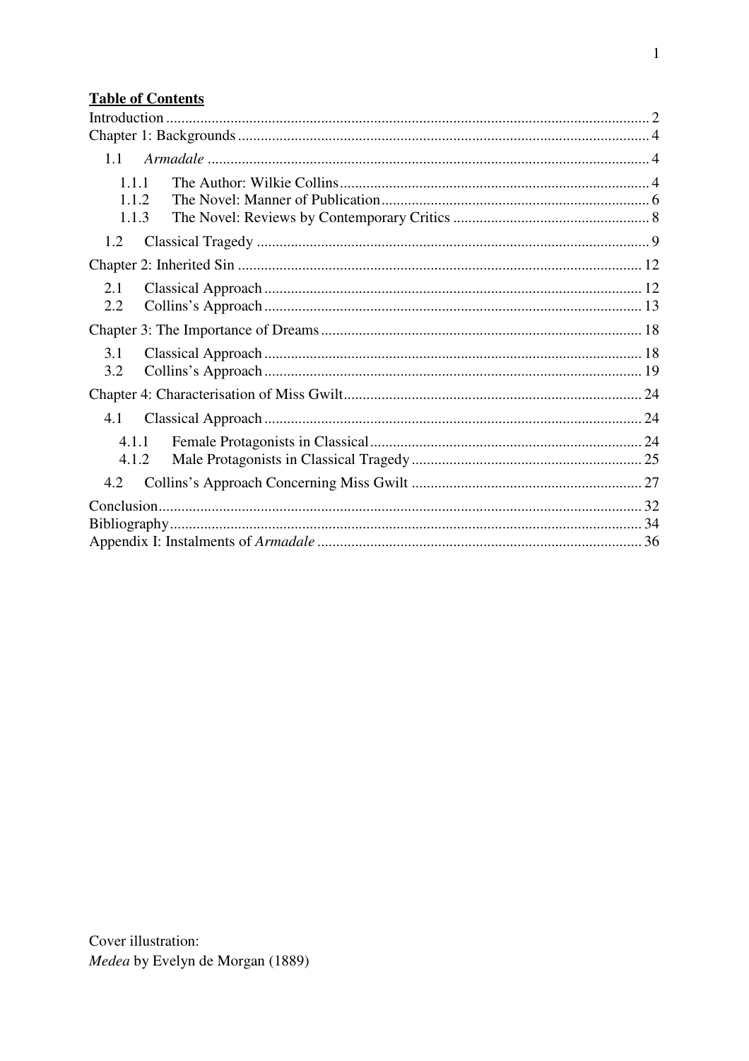**Table of Contents**

Introduction ... 2
Chapter 1: Backgrounds ... 4
- 1.1 *Armadale* ... 4
  - 1.1.1 The Author: Wilkie Collins ... 4
  - 1.1.2 The Novel: Manner of Publication ... 6
  - 1.1.3 The Novel: Reviews by Contemporary Critics ... 8
- 1.2 Classical Tragedy ... 9

Chapter 2: Inherited Sin ... 12
- 2.1 Classical Approach ... 12
- 2.2 Collins's Approach ... 13

Chapter 3: The Importance of Dreams ... 18
- 3.1 Classical Approach ... 18
- 3.2 Collins's Approach ... 19

Chapter 4: Characterisation of Miss Gwilt ... 24
- 4.1 Classical Approach ... 24
  - 4.1.1 Female Protagonists in Classical ... 24
  - 4.1.2 Male Protagonists in Classical Tragedy ... 25
- 4.2 Collins's Approach Concerning Miss Gwilt ... 27

Conclusion ... 32
Bibliography ... 34
Appendix I: Instalments of *Armadale* ... 36

Cover illustration:
*Medea* by Evelyn de Morgan (1889)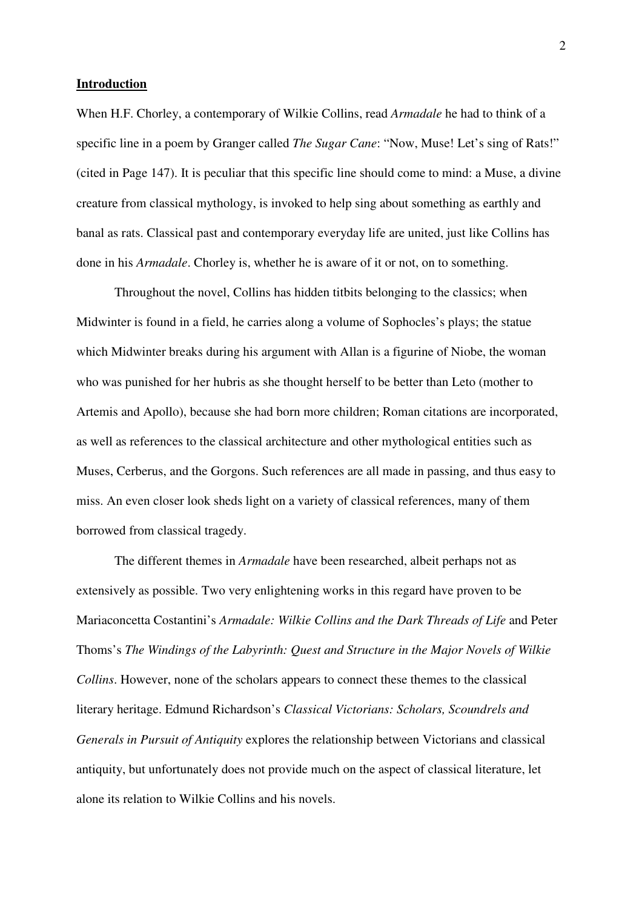**Introduction**

When H.F. Chorley, a contemporary of Wilkie Collins, read *Armadale* he had to think of a specific line in a poem by Granger called *The Sugar Cane*: “Now, Muse! Let’s sing of Rats!” (cited in Page 147). It is peculiar that this specific line should come to mind: a Muse, a divine creature from classical mythology, is invoked to help sing about something as earthly and banal as rats. Classical past and contemporary everyday life are united, just like Collins has done in his *Armadale*. Chorley is, whether he is aware of it or not, on to something.

Throughout the novel, Collins has hidden titbits belonging to the classics; when Midwinter is found in a field, he carries along a volume of Sophocles’s plays; the statue which Midwinter breaks during his argument with Allan is a figurine of Niobe, the woman who was punished for her hubris as she thought herself to be better than Leto (mother to Artemis and Apollo), because she had born more children; Roman citations are incorporated, as well as references to the classical architecture and other mythological entities such as Muses, Cerberus, and the Gorgons. Such references are all made in passing, and thus easy to miss. An even closer look sheds light on a variety of classical references, many of them borrowed from classical tragedy.

The different themes in *Armadale* have been researched, albeit perhaps not as extensively as possible. Two very enlightening works in this regard have proven to be Mariaconcetta Costantini’s *Armadale: Wilkie Collins and the Dark Threads of Life* and Peter Thoms’s *The Windings of the Labyrinth: Quest and Structure in the Major Novels of Wilkie Collins*. However, none of the scholars appears to connect these themes to the classical literary heritage. Edmund Richardson’s *Classical Victorians: Scholars, Scoundrels and Generals in Pursuit of Antiquity* explores the relationship between Victorians and classical antiquity, but unfortunately does not provide much on the aspect of classical literature, let alone its relation to Wilkie Collins and his novels.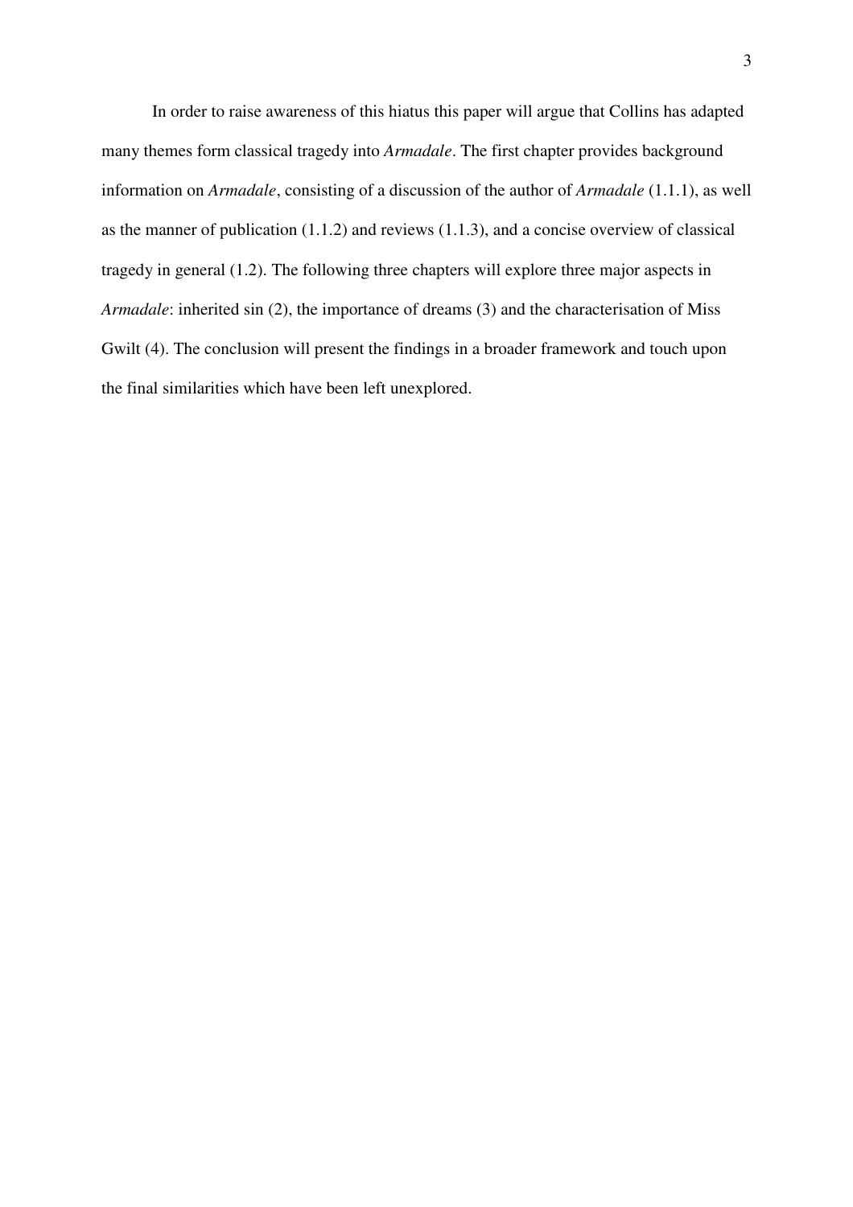In order to raise awareness of this hiatus this paper will argue that Collins has adapted many themes form classical tragedy into *Armadale*. The first chapter provides background information on *Armadale*, consisting of a discussion of the author of *Armadale* (1.1.1), as well as the manner of publication (1.1.2) and reviews (1.1.3), and a concise overview of classical tragedy in general (1.2). The following three chapters will explore three major aspects in *Armadale*: inherited sin (2), the importance of dreams (3) and the characterisation of Miss Gwilt (4). The conclusion will present the findings in a broader framework and touch upon the final similarities which have been left unexplored.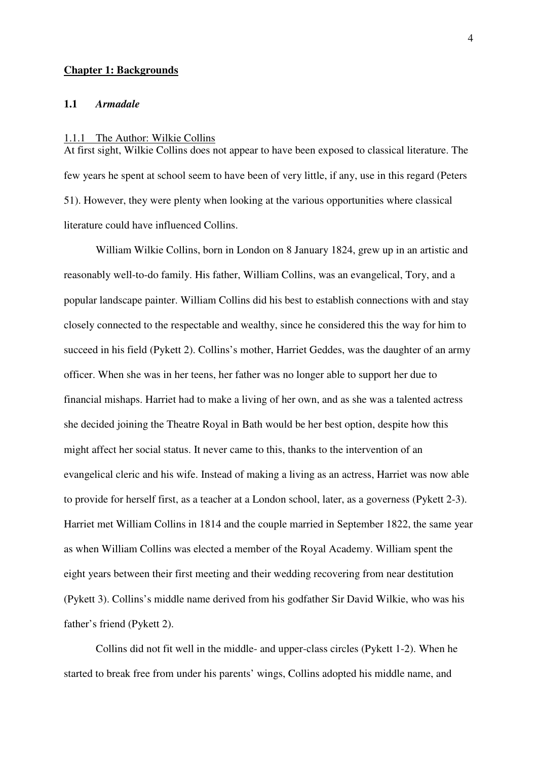## Chapter 1: Backgrounds

### 1.1 *Armadale*

#### 1.1.1 The Author: Wilkie Collins

At first sight, Wilkie Collins does not appear to have been exposed to classical literature. The few years he spent at school seem to have been of very little, if any, use in this regard (Peters 51). However, they were plenty when looking at the various opportunities where classical literature could have influenced Collins.

William Wilkie Collins, born in London on 8 January 1824, grew up in an artistic and reasonably well-to-do family. His father, William Collins, was an evangelical, Tory, and a popular landscape painter. William Collins did his best to establish connections with and stay closely connected to the respectable and wealthy, since he considered this the way for him to succeed in his field (Pykett 2). Collins's mother, Harriet Geddes, was the daughter of an army officer. When she was in her teens, her father was no longer able to support her due to financial mishaps. Harriet had to make a living of her own, and as she was a talented actress she decided joining the Theatre Royal in Bath would be her best option, despite how this might affect her social status. It never came to this, thanks to the intervention of an evangelical cleric and his wife. Instead of making a living as an actress, Harriet was now able to provide for herself first, as a teacher at a London school, later, as a governess (Pykett 2-3). Harriet met William Collins in 1814 and the couple married in September 1822, the same year as when William Collins was elected a member of the Royal Academy. William spent the eight years between their first meeting and their wedding recovering from near destitution (Pykett 3). Collins's middle name derived from his godfather Sir David Wilkie, who was his father's friend (Pykett 2).

Collins did not fit well in the middle- and upper-class circles (Pykett 1-2). When he started to break free from under his parents' wings, Collins adopted his middle name, and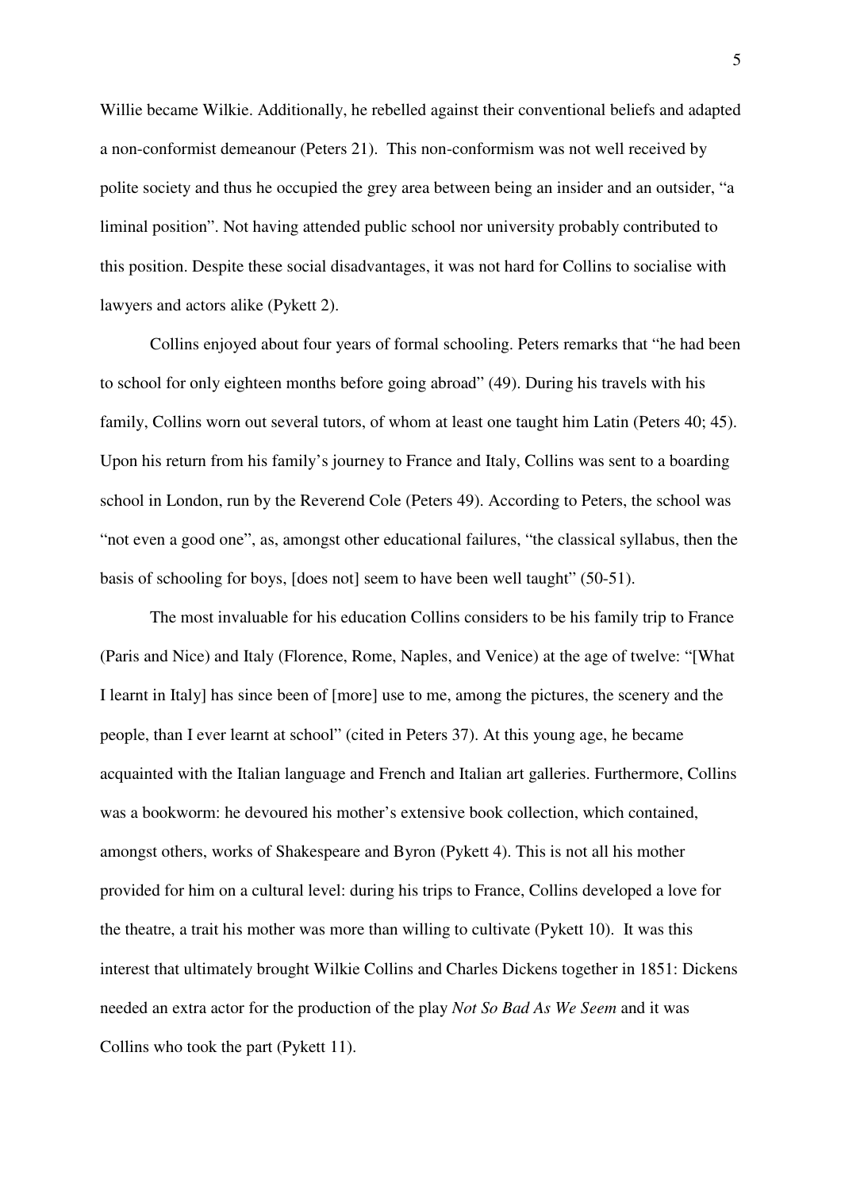Willie became Wilkie. Additionally, he rebelled against their conventional beliefs and adapted a non-conformist demeanour (Peters 21). This non-conformism was not well received by polite society and thus he occupied the grey area between being an insider and an outsider, "a liminal position". Not having attended public school nor university probably contributed to this position. Despite these social disadvantages, it was not hard for Collins to socialise with lawyers and actors alike (Pykett 2).

Collins enjoyed about four years of formal schooling. Peters remarks that "he had been to school for only eighteen months before going abroad" (49). During his travels with his family, Collins worn out several tutors, of whom at least one taught him Latin (Peters 40; 45). Upon his return from his family's journey to France and Italy, Collins was sent to a boarding school in London, run by the Reverend Cole (Peters 49). According to Peters, the school was "not even a good one", as, amongst other educational failures, "the classical syllabus, then the basis of schooling for boys, [does not] seem to have been well taught" (50-51).

The most invaluable for his education Collins considers to be his family trip to France (Paris and Nice) and Italy (Florence, Rome, Naples, and Venice) at the age of twelve: "[What I learnt in Italy] has since been of [more] use to me, among the pictures, the scenery and the people, than I ever learnt at school" (cited in Peters 37). At this young age, he became acquainted with the Italian language and French and Italian art galleries. Furthermore, Collins was a bookworm: he devoured his mother's extensive book collection, which contained, amongst others, works of Shakespeare and Byron (Pykett 4). This is not all his mother provided for him on a cultural level: during his trips to France, Collins developed a love for the theatre, a trait his mother was more than willing to cultivate (Pykett 10). It was this interest that ultimately brought Wilkie Collins and Charles Dickens together in 1851: Dickens needed an extra actor for the production of the play *Not So Bad As We Seem* and it was Collins who took the part (Pykett 11).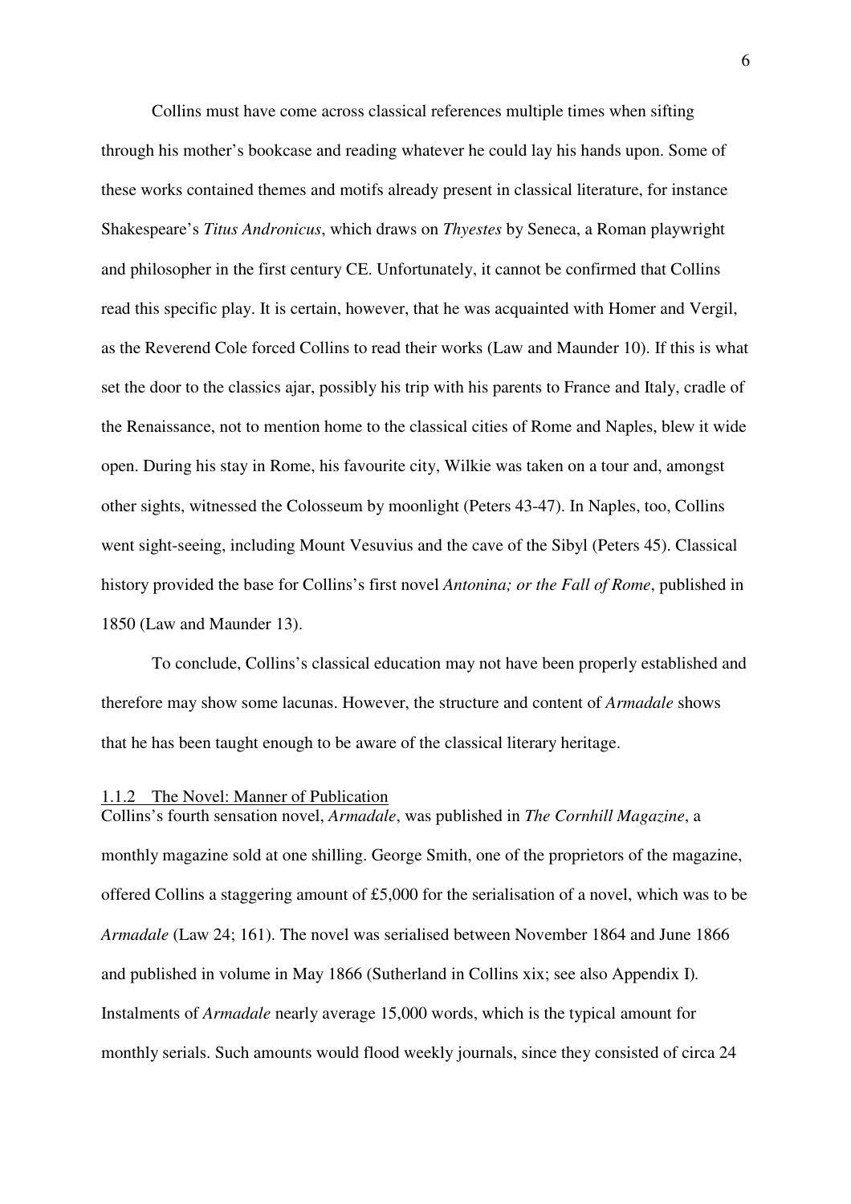Collins must have come across classical references multiple times when sifting through his mother's bookcase and reading whatever he could lay his hands upon. Some of these works contained themes and motifs already present in classical literature, for instance Shakespeare's *Titus Andronicus*, which draws on *Thyestes* by Seneca, a Roman playwright and philosopher in the first century CE. Unfortunately, it cannot be confirmed that Collins read this specific play. It is certain, however, that he was acquainted with Homer and Vergil, as the Reverend Cole forced Collins to read their works (Law and Maunder 10). If this is what set the door to the classics ajar, possibly his trip with his parents to France and Italy, cradle of the Renaissance, not to mention home to the classical cities of Rome and Naples, blew it wide open. During his stay in Rome, his favourite city, Wilkie was taken on a tour and, amongst other sights, witnessed the Colosseum by moonlight (Peters 43-47). In Naples, too, Collins went sight-seeing, including Mount Vesuvius and the cave of the Sibyl (Peters 45). Classical history provided the base for Collins's first novel *Antonina; or the Fall of Rome*, published in 1850 (Law and Maunder 13).

To conclude, Collins's classical education may not have been properly established and therefore may show some lacunas. However, the structure and content of *Armadale* shows that he has been taught enough to be aware of the classical literary heritage.

#### 1.1.2 The Novel: Manner of Publication

Collins's fourth sensation novel, *Armadale*, was published in *The Cornhill Magazine*, a monthly magazine sold at one shilling. George Smith, one of the proprietors of the magazine, offered Collins a staggering amount of £5,000 for the serialisation of a novel, which was to be *Armadale* (Law 24; 161). The novel was serialised between November 1864 and June 1866 and published in volume in May 1866 (Sutherland in Collins xix; see also Appendix I). Instalments of *Armadale* nearly average 15,000 words, which is the typical amount for monthly serials. Such amounts would flood weekly journals, since they consisted of circa 24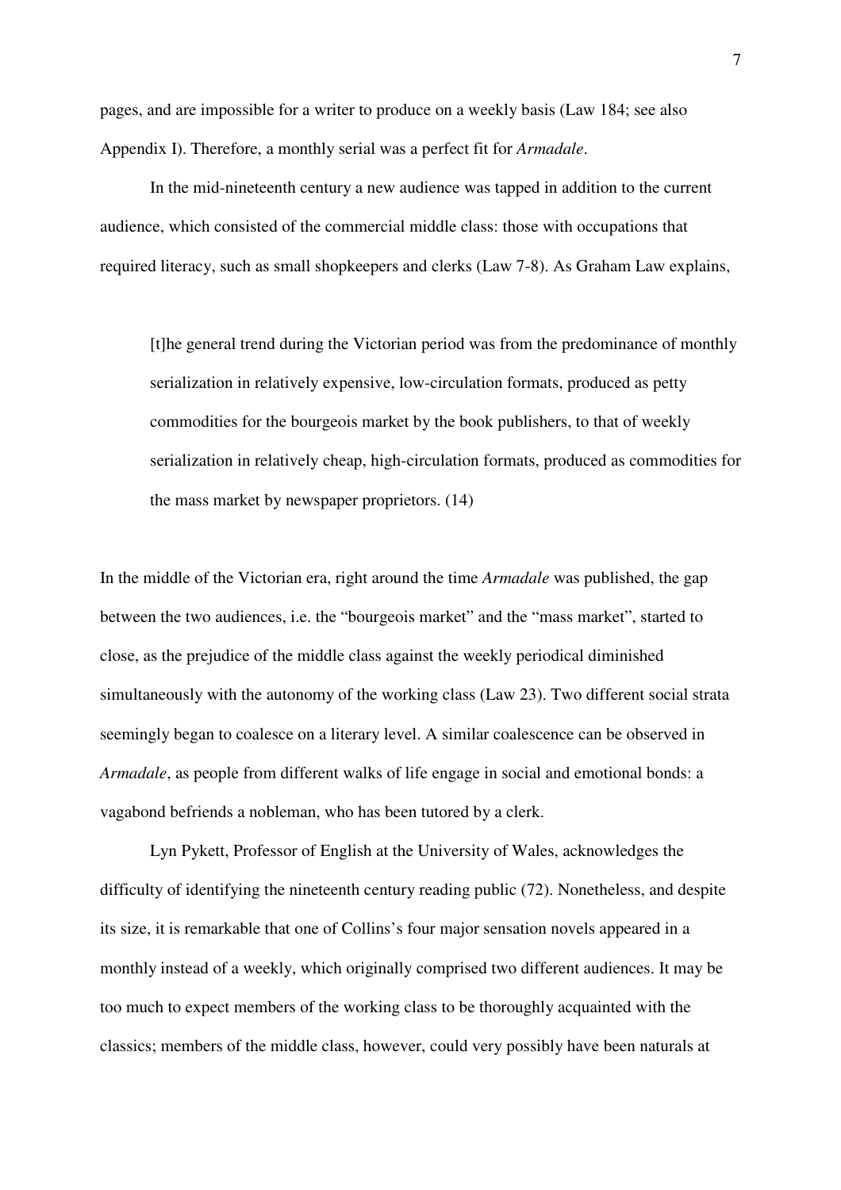pages, and are impossible for a writer to produce on a weekly basis (Law 184; see also Appendix I). Therefore, a monthly serial was a perfect fit for *Armadale*.

In the mid-nineteenth century a new audience was tapped in addition to the current audience, which consisted of the commercial middle class: those with occupations that required literacy, such as small shopkeepers and clerks (Law 7-8). As Graham Law explains,

> [t]he general trend during the Victorian period was from the predominance of monthly serialization in relatively expensive, low-circulation formats, produced as petty commodities for the bourgeois market by the book publishers, to that of weekly serialization in relatively cheap, high-circulation formats, produced as commodities for the mass market by newspaper proprietors. (14)

In the middle of the Victorian era, right around the time *Armadale* was published, the gap between the two audiences, i.e. the "bourgeois market" and the "mass market", started to close, as the prejudice of the middle class against the weekly periodical diminished simultaneously with the autonomy of the working class (Law 23). Two different social strata seemingly began to coalesce on a literary level. A similar coalescence can be observed in *Armadale*, as people from different walks of life engage in social and emotional bonds: a vagabond befriends a nobleman, who has been tutored by a clerk.

Lyn Pykett, Professor of English at the University of Wales, acknowledges the difficulty of identifying the nineteenth century reading public (72). Nonetheless, and despite its size, it is remarkable that one of Collins's four major sensation novels appeared in a monthly instead of a weekly, which originally comprised two different audiences. It may be too much to expect members of the working class to be thoroughly acquainted with the classics; members of the middle class, however, could very possibly have been naturals at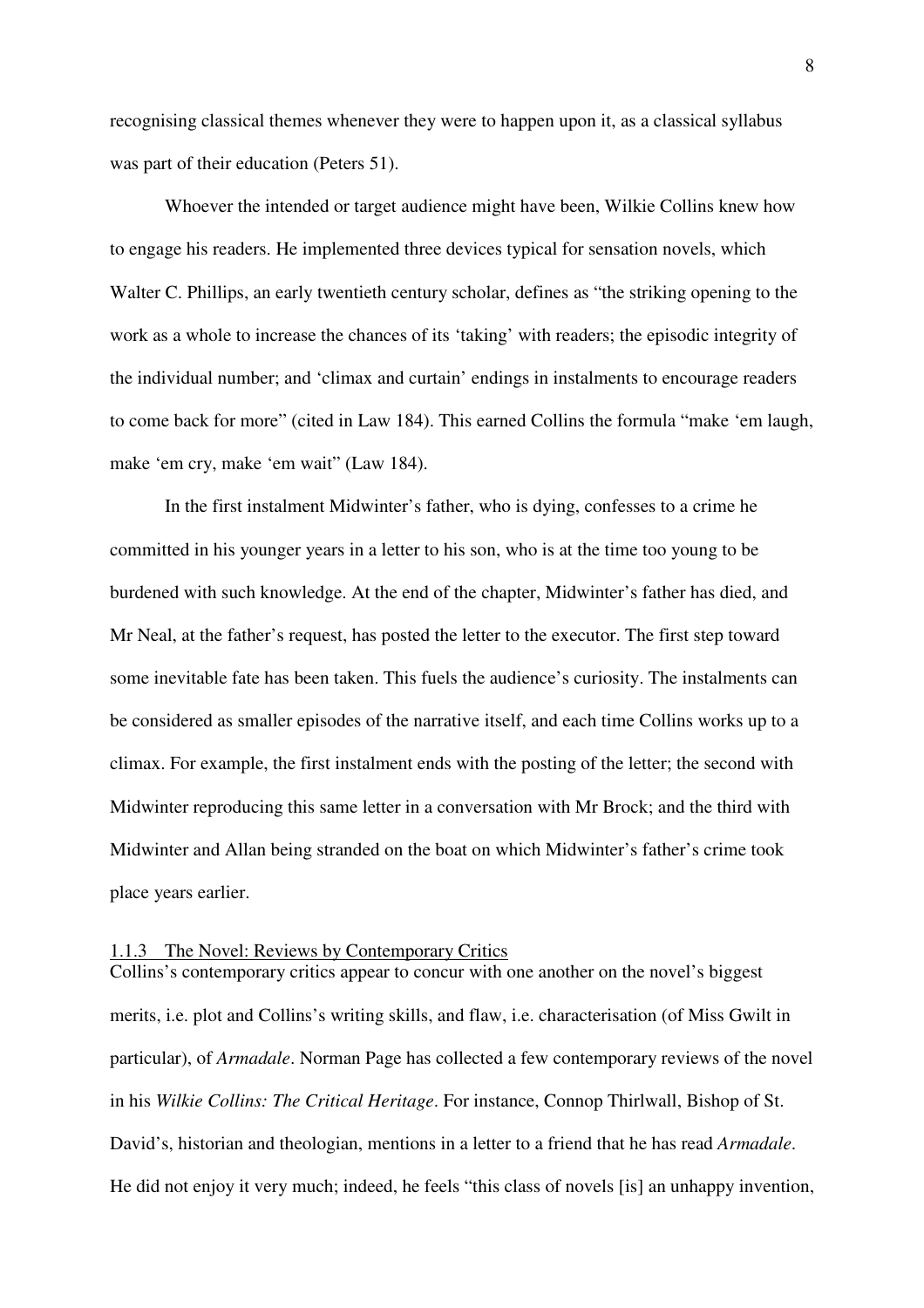recognising classical themes whenever they were to happen upon it, as a classical syllabus was part of their education (Peters 51).

Whoever the intended or target audience might have been, Wilkie Collins knew how to engage his readers. He implemented three devices typical for sensation novels, which Walter C. Phillips, an early twentieth century scholar, defines as "the striking opening to the work as a whole to increase the chances of its 'taking' with readers; the episodic integrity of the individual number; and 'climax and curtain' endings in instalments to encourage readers to come back for more" (cited in Law 184). This earned Collins the formula "make 'em laugh, make 'em cry, make 'em wait" (Law 184).

In the first instalment Midwinter's father, who is dying, confesses to a crime he committed in his younger years in a letter to his son, who is at the time too young to be burdened with such knowledge. At the end of the chapter, Midwinter's father has died, and Mr Neal, at the father's request, has posted the letter to the executor. The first step toward some inevitable fate has been taken. This fuels the audience's curiosity. The instalments can be considered as smaller episodes of the narrative itself, and each time Collins works up to a climax. For example, the first instalment ends with the posting of the letter; the second with Midwinter reproducing this same letter in a conversation with Mr Brock; and the third with Midwinter and Allan being stranded on the boat on which Midwinter's father's crime took place years earlier.

### 1.1.3 The Novel: Reviews by Contemporary Critics

Collins's contemporary critics appear to concur with one another on the novel's biggest merits, i.e. plot and Collins's writing skills, and flaw, i.e. characterisation (of Miss Gwilt in particular), of *Armadale*. Norman Page has collected a few contemporary reviews of the novel in his *Wilkie Collins: The Critical Heritage*. For instance, Connop Thirlwall, Bishop of St. David's, historian and theologian, mentions in a letter to a friend that he has read *Armadale*. He did not enjoy it very much; indeed, he feels "this class of novels [is] an unhappy invention,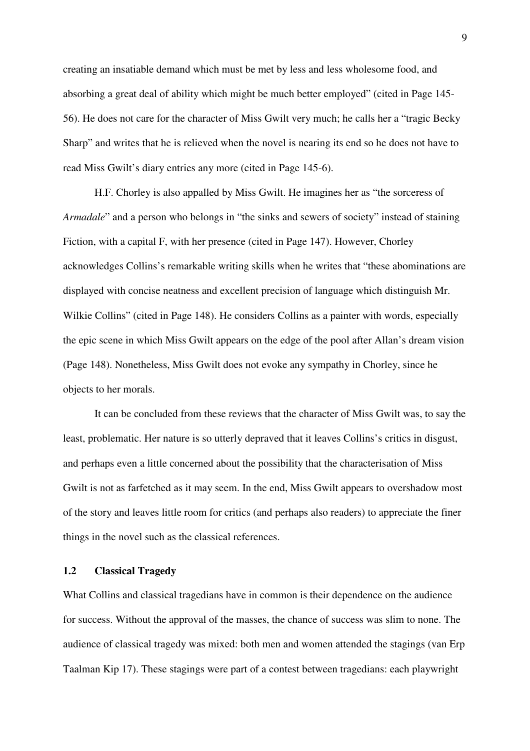creating an insatiable demand which must be met by less and less wholesome food, and absorbing a great deal of ability which might be much better employed" (cited in Page 145-56). He does not care for the character of Miss Gwilt very much; he calls her a "tragic Becky Sharp" and writes that he is relieved when the novel is nearing its end so he does not have to read Miss Gwilt's diary entries any more (cited in Page 145-6).

H.F. Chorley is also appalled by Miss Gwilt. He imagines her as "the sorceress of *Armadale*" and a person who belongs in "the sinks and sewers of society" instead of staining Fiction, with a capital F, with her presence (cited in Page 147). However, Chorley acknowledges Collins's remarkable writing skills when he writes that "these abominations are displayed with concise neatness and excellent precision of language which distinguish Mr. Wilkie Collins" (cited in Page 148). He considers Collins as a painter with words, especially the epic scene in which Miss Gwilt appears on the edge of the pool after Allan's dream vision (Page 148). Nonetheless, Miss Gwilt does not evoke any sympathy in Chorley, since he objects to her morals.

It can be concluded from these reviews that the character of Miss Gwilt was, to say the least, problematic. Her nature is so utterly depraved that it leaves Collins's critics in disgust, and perhaps even a little concerned about the possibility that the characterisation of Miss Gwilt is not as farfetched as it may seem. In the end, Miss Gwilt appears to overshadow most of the story and leaves little room for critics (and perhaps also readers) to appreciate the finer things in the novel such as the classical references.

### 1.2 Classical Tragedy

What Collins and classical tragedians have in common is their dependence on the audience for success. Without the approval of the masses, the chance of success was slim to none. The audience of classical tragedy was mixed: both men and women attended the stagings (van Erp Taalman Kip 17). These stagings were part of a contest between tragedians: each playwright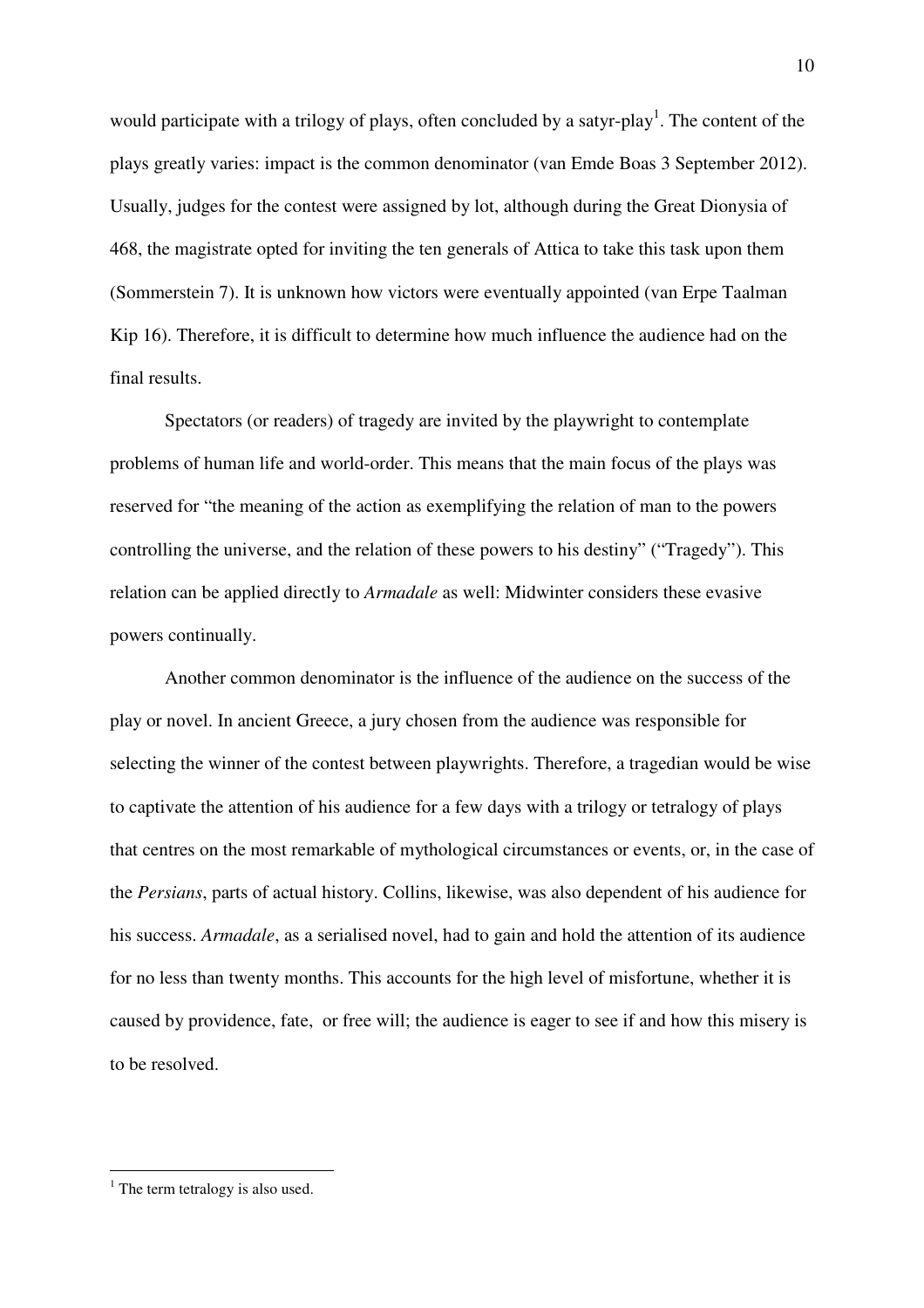would participate with a trilogy of plays, often concluded by a satyr-play[1]. The content of the plays greatly varies: impact is the common denominator (van Emde Boas 3 September 2012). Usually, judges for the contest were assigned by lot, although during the Great Dionysia of 468, the magistrate opted for inviting the ten generals of Attica to take this task upon them (Sommerstein 7). It is unknown how victors were eventually appointed (van Erpe Taalman Kip 16). Therefore, it is difficult to determine how much influence the audience had on the final results.

Spectators (or readers) of tragedy are invited by the playwright to contemplate problems of human life and world-order. This means that the main focus of the plays was reserved for "the meaning of the action as exemplifying the relation of man to the powers controlling the universe, and the relation of these powers to his destiny" ("Tragedy"). This relation can be applied directly to *Armadale* as well: Midwinter considers these evasive powers continually.

Another common denominator is the influence of the audience on the success of the play or novel. In ancient Greece, a jury chosen from the audience was responsible for selecting the winner of the contest between playwrights. Therefore, a tragedian would be wise to captivate the attention of his audience for a few days with a trilogy or tetralogy of plays that centres on the most remarkable of mythological circumstances or events, or, in the case of the *Persians*, parts of actual history. Collins, likewise, was also dependent of his audience for his success. *Armadale*, as a serialised novel, had to gain and hold the attention of its audience for no less than twenty months. This accounts for the high level of misfortune, whether it is caused by providence, fate, or free will; the audience is eager to see if and how this misery is to be resolved.

[1] The term tetralogy is also used.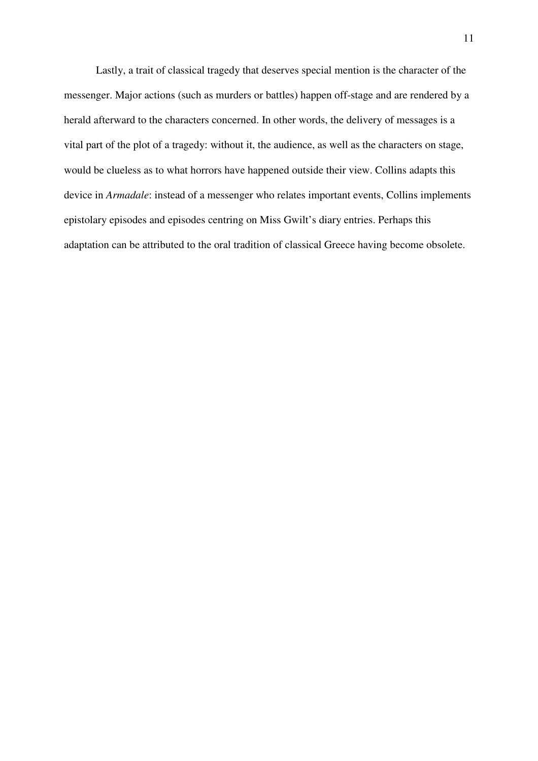Lastly, a trait of classical tragedy that deserves special mention is the character of the messenger. Major actions (such as murders or battles) happen off-stage and are rendered by a herald afterward to the characters concerned. In other words, the delivery of messages is a vital part of the plot of a tragedy: without it, the audience, as well as the characters on stage, would be clueless as to what horrors have happened outside their view. Collins adapts this device in *Armadale*: instead of a messenger who relates important events, Collins implements epistolary episodes and episodes centring on Miss Gwilt's diary entries. Perhaps this adaptation can be attributed to the oral tradition of classical Greece having become obsolete.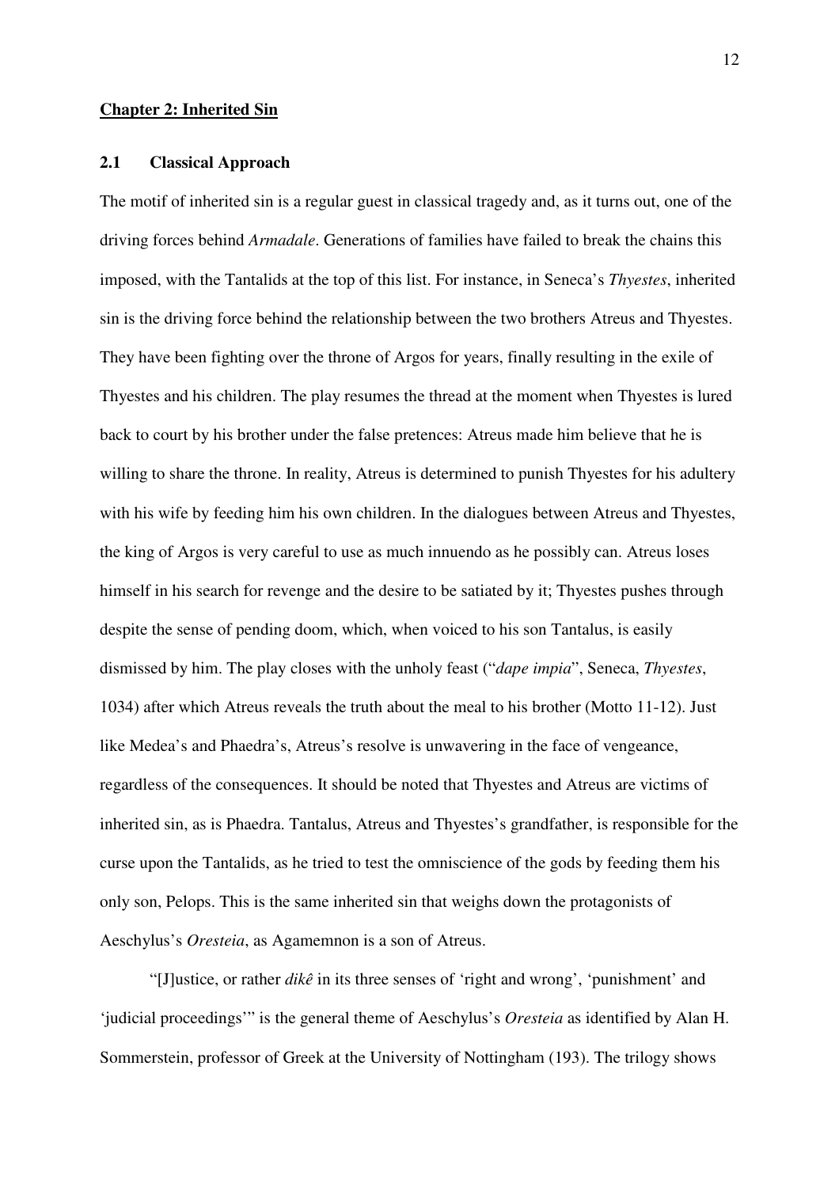## Chapter 2: Inherited Sin

### 2.1 Classical Approach

The motif of inherited sin is a regular guest in classical tragedy and, as it turns out, one of the driving forces behind *Armadale*. Generations of families have failed to break the chains this imposed, with the Tantalids at the top of this list. For instance, in Seneca's *Thyestes*, inherited sin is the driving force behind the relationship between the two brothers Atreus and Thyestes. They have been fighting over the throne of Argos for years, finally resulting in the exile of Thyestes and his children. The play resumes the thread at the moment when Thyestes is lured back to court by his brother under the false pretences: Atreus made him believe that he is willing to share the throne. In reality, Atreus is determined to punish Thyestes for his adultery with his wife by feeding him his own children. In the dialogues between Atreus and Thyestes, the king of Argos is very careful to use as much innuendo as he possibly can. Atreus loses himself in his search for revenge and the desire to be satiated by it; Thyestes pushes through despite the sense of pending doom, which, when voiced to his son Tantalus, is easily dismissed by him. The play closes with the unholy feast ("*dape impia*", Seneca, *Thyestes*, 1034) after which Atreus reveals the truth about the meal to his brother (Motto 11-12). Just like Medea's and Phaedra's, Atreus's resolve is unwavering in the face of vengeance, regardless of the consequences. It should be noted that Thyestes and Atreus are victims of inherited sin, as is Phaedra. Tantalus, Atreus and Thyestes's grandfather, is responsible for the curse upon the Tantalids, as he tried to test the omniscience of the gods by feeding them his only son, Pelops. This is the same inherited sin that weighs down the protagonists of Aeschylus's *Oresteia*, as Agamemnon is a son of Atreus.

"[J]ustice, or rather *dikê* in its three senses of 'right and wrong', 'punishment' and 'judicial proceedings'" is the general theme of Aeschylus's *Oresteia* as identified by Alan H. Sommerstein, professor of Greek at the University of Nottingham (193). The trilogy shows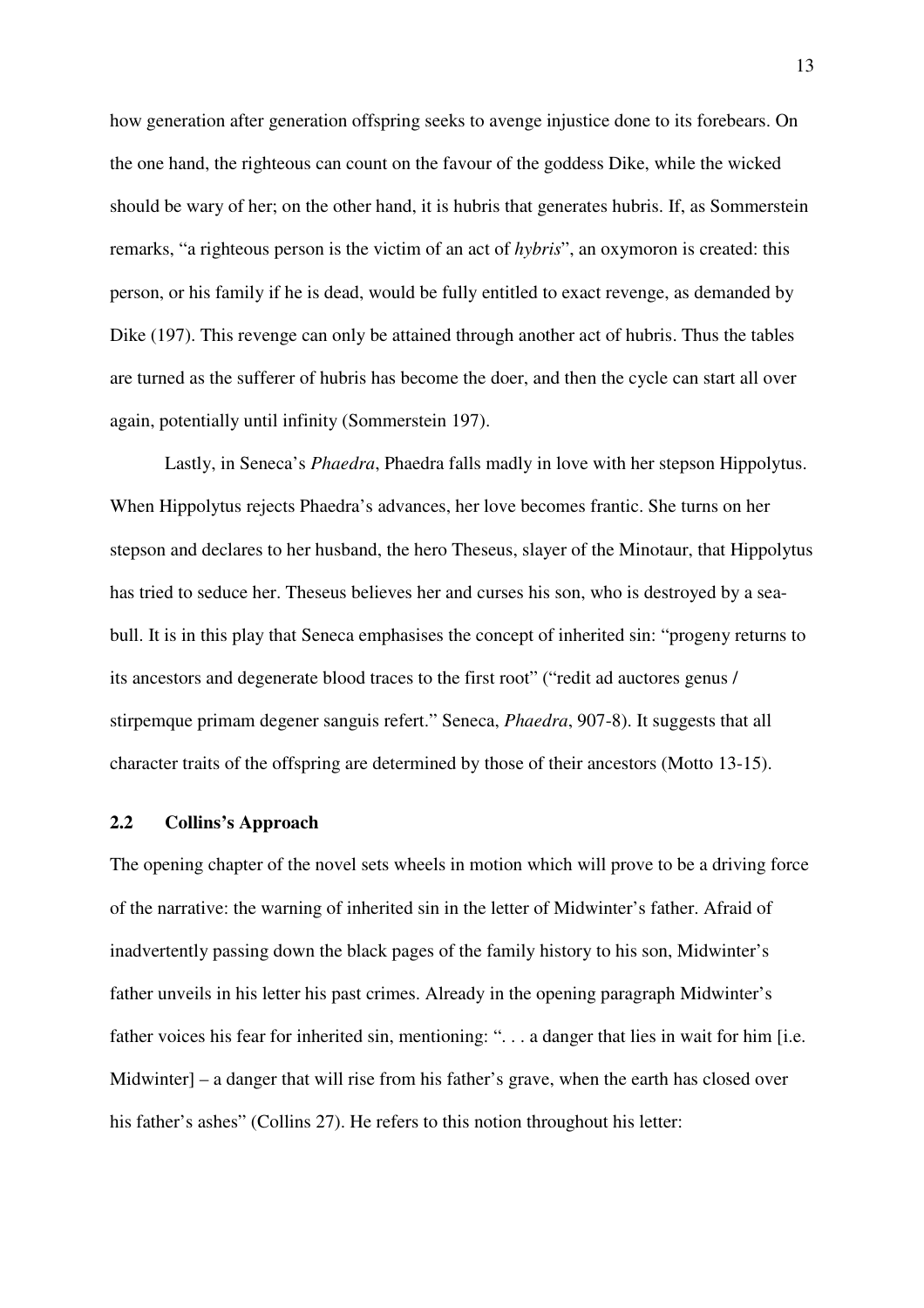how generation after generation offspring seeks to avenge injustice done to its forebears. On the one hand, the righteous can count on the favour of the goddess Dike, while the wicked should be wary of her; on the other hand, it is hubris that generates hubris. If, as Sommerstein remarks, "a righteous person is the victim of an act of *hybris*", an oxymoron is created: this person, or his family if he is dead, would be fully entitled to exact revenge, as demanded by Dike (197). This revenge can only be attained through another act of hubris. Thus the tables are turned as the sufferer of hubris has become the doer, and then the cycle can start all over again, potentially until infinity (Sommerstein 197).

Lastly, in Seneca's *Phaedra*, Phaedra falls madly in love with her stepson Hippolytus. When Hippolytus rejects Phaedra's advances, her love becomes frantic. She turns on her stepson and declares to her husband, the hero Theseus, slayer of the Minotaur, that Hippolytus has tried to seduce her. Theseus believes her and curses his son, who is destroyed by a sea-bull. It is in this play that Seneca emphasises the concept of inherited sin: "progeny returns to its ancestors and degenerate blood traces to the first root" ("redit ad auctores genus / stirpemque primam degener sanguis refert." Seneca, *Phaedra*, 907-8). It suggests that all character traits of the offspring are determined by those of their ancestors (Motto 13-15).

## 2.2 Collins's Approach

The opening chapter of the novel sets wheels in motion which will prove to be a driving force of the narrative: the warning of inherited sin in the letter of Midwinter's father. Afraid of inadvertently passing down the black pages of the family history to his son, Midwinter's father unveils in his letter his past crimes. Already in the opening paragraph Midwinter's father voices his fear for inherited sin, mentioning: ". . . a danger that lies in wait for him [i.e. Midwinter] – a danger that will rise from his father's grave, when the earth has closed over his father's ashes" (Collins 27). He refers to this notion throughout his letter: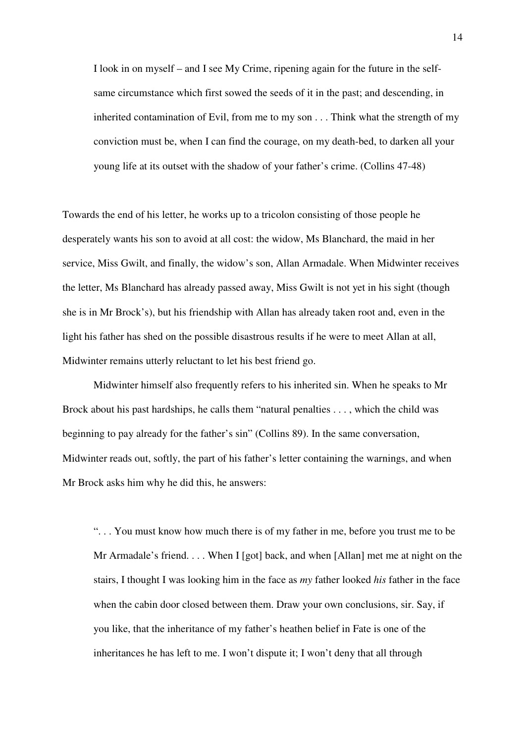> I look in on myself – and I see My Crime, ripening again for the future in the self-same circumstance which first sowed the seeds of it in the past; and descending, in inherited contamination of Evil, from me to my son . . . Think what the strength of my conviction must be, when I can find the courage, on my death-bed, to darken all your young life at its outset with the shadow of your father's crime. (Collins 47-48)

Towards the end of his letter, he works up to a tricolon consisting of those people he desperately wants his son to avoid at all cost: the widow, Ms Blanchard, the maid in her service, Miss Gwilt, and finally, the widow's son, Allan Armadale. When Midwinter receives the letter, Ms Blanchard has already passed away, Miss Gwilt is not yet in his sight (though she is in Mr Brock's), but his friendship with Allan has already taken root and, even in the light his father has shed on the possible disastrous results if he were to meet Allan at all, Midwinter remains utterly reluctant to let his best friend go.

Midwinter himself also frequently refers to his inherited sin. When he speaks to Mr Brock about his past hardships, he calls them "natural penalties . . . , which the child was beginning to pay already for the father's sin" (Collins 89). In the same conversation, Midwinter reads out, softly, the part of his father's letter containing the warnings, and when Mr Brock asks him why he did this, he answers:

> ". . . You must know how much there is of my father in me, before you trust me to be Mr Armadale's friend. . . . When I [got] back, and when [Allan] met me at night on the stairs, I thought I was looking him in the face as *my* father looked *his* father in the face when the cabin door closed between them. Draw your own conclusions, sir. Say, if you like, that the inheritance of my father's heathen belief in Fate is one of the inheritances he has left to me. I won't dispute it; I won't deny that all through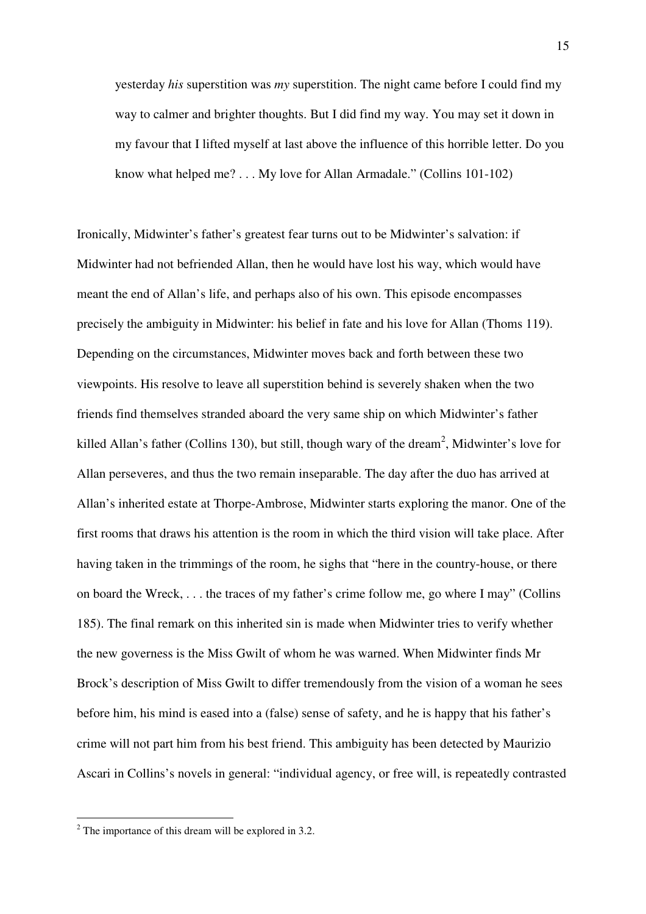yesterday *his* superstition was *my* superstition. The night came before I could find my way to calmer and brighter thoughts. But I did find my way. You may set it down in my favour that I lifted myself at last above the influence of this horrible letter. Do you know what helped me? . . . My love for Allan Armadale." (Collins 101-102)

Ironically, Midwinter's father's greatest fear turns out to be Midwinter's salvation: if Midwinter had not befriended Allan, then he would have lost his way, which would have meant the end of Allan's life, and perhaps also of his own. This episode encompasses precisely the ambiguity in Midwinter: his belief in fate and his love for Allan (Thoms 119). Depending on the circumstances, Midwinter moves back and forth between these two viewpoints. His resolve to leave all superstition behind is severely shaken when the two friends find themselves stranded aboard the very same ship on which Midwinter's father killed Allan's father (Collins 130), but still, though wary of the dream[2], Midwinter's love for Allan perseveres, and thus the two remain inseparable. The day after the duo has arrived at Allan's inherited estate at Thorpe-Ambrose, Midwinter starts exploring the manor. One of the first rooms that draws his attention is the room in which the third vision will take place. After having taken in the trimmings of the room, he sighs that "here in the country-house, or there on board the Wreck, . . . the traces of my father's crime follow me, go where I may" (Collins 185). The final remark on this inherited sin is made when Midwinter tries to verify whether the new governess is the Miss Gwilt of whom he was warned. When Midwinter finds Mr Brock's description of Miss Gwilt to differ tremendously from the vision of a woman he sees before him, his mind is eased into a (false) sense of safety, and he is happy that his father's crime will not part him from his best friend. This ambiguity has been detected by Maurizio Ascari in Collins's novels in general: "individual agency, or free will, is repeatedly contrasted

[2] The importance of this dream will be explored in 3.2.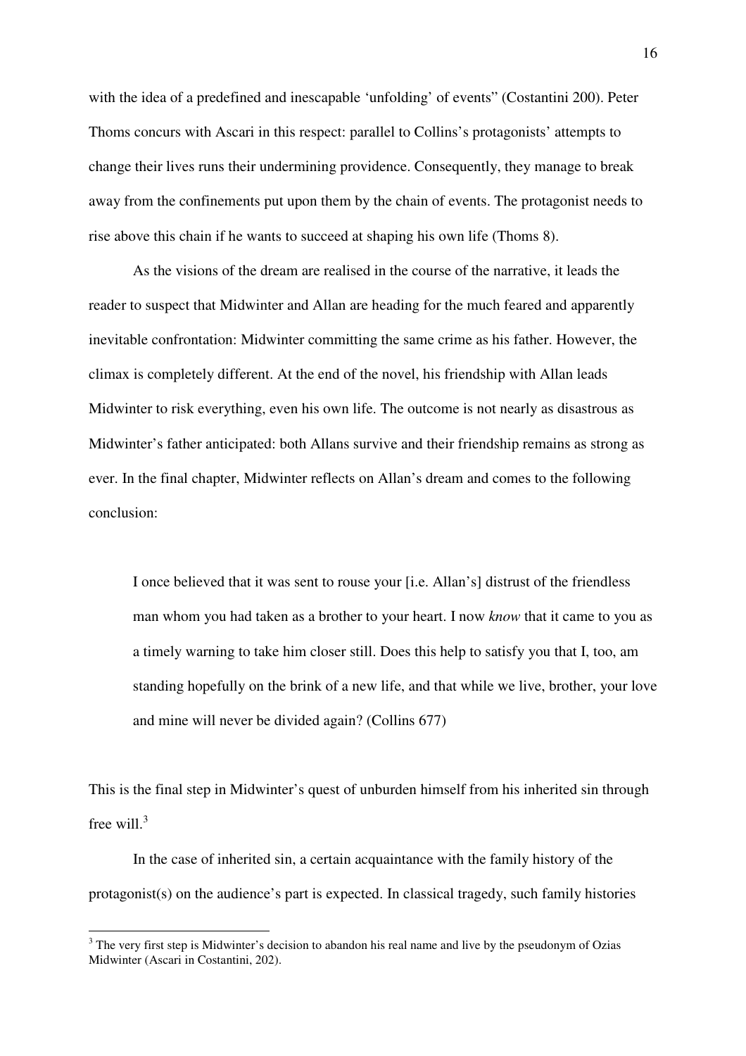with the idea of a predefined and inescapable 'unfolding' of events" (Costantini 200). Peter Thoms concurs with Ascari in this respect: parallel to Collins's protagonists' attempts to change their lives runs their undermining providence. Consequently, they manage to break away from the confinements put upon them by the chain of events. The protagonist needs to rise above this chain if he wants to succeed at shaping his own life (Thoms 8).

As the visions of the dream are realised in the course of the narrative, it leads the reader to suspect that Midwinter and Allan are heading for the much feared and apparently inevitable confrontation: Midwinter committing the same crime as his father. However, the climax is completely different. At the end of the novel, his friendship with Allan leads Midwinter to risk everything, even his own life. The outcome is not nearly as disastrous as Midwinter's father anticipated: both Allans survive and their friendship remains as strong as ever. In the final chapter, Midwinter reflects on Allan's dream and comes to the following conclusion:

> I once believed that it was sent to rouse your [i.e. Allan's] distrust of the friendless man whom you had taken as a brother to your heart. I now *know* that it came to you as a timely warning to take him closer still. Does this help to satisfy you that I, too, am standing hopefully on the brink of a new life, and that while we live, brother, your love and mine will never be divided again? (Collins 677)

This is the final step in Midwinter's quest of unburden himself from his inherited sin through free will.[3]

In the case of inherited sin, a certain acquaintance with the family history of the protagonist(s) on the audience's part is expected. In classical tragedy, such family histories

[3] The very first step is Midwinter's decision to abandon his real name and live by the pseudonym of Ozias Midwinter (Ascari in Costantini, 202).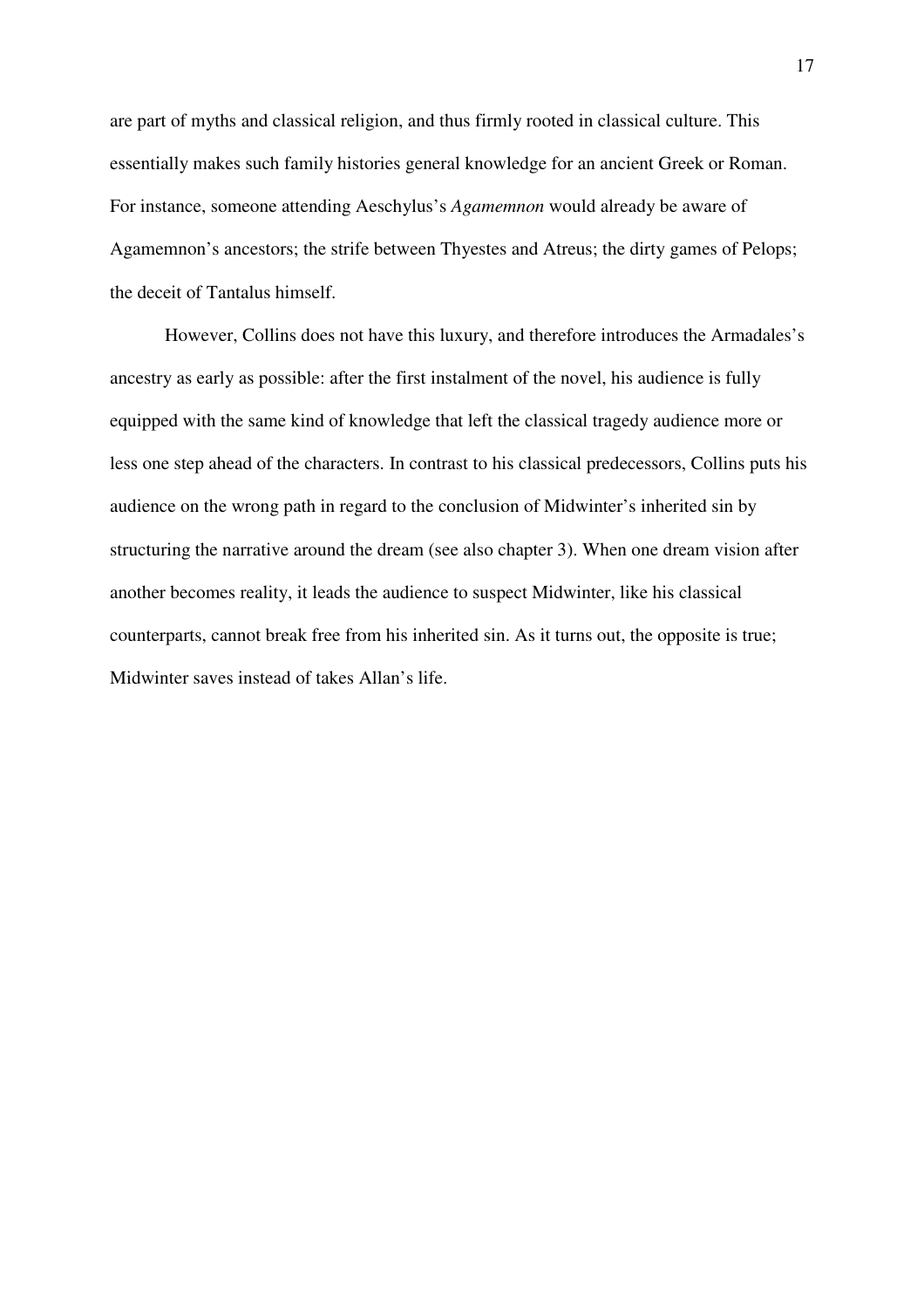are part of myths and classical religion, and thus firmly rooted in classical culture. This essentially makes such family histories general knowledge for an ancient Greek or Roman. For instance, someone attending Aeschylus's *Agamemnon* would already be aware of Agamemnon's ancestors; the strife between Thyestes and Atreus; the dirty games of Pelops; the deceit of Tantalus himself.

However, Collins does not have this luxury, and therefore introduces the Armadales's ancestry as early as possible: after the first instalment of the novel, his audience is fully equipped with the same kind of knowledge that left the classical tragedy audience more or less one step ahead of the characters. In contrast to his classical predecessors, Collins puts his audience on the wrong path in regard to the conclusion of Midwinter's inherited sin by structuring the narrative around the dream (see also chapter 3). When one dream vision after another becomes reality, it leads the audience to suspect Midwinter, like his classical counterparts, cannot break free from his inherited sin. As it turns out, the opposite is true; Midwinter saves instead of takes Allan's life.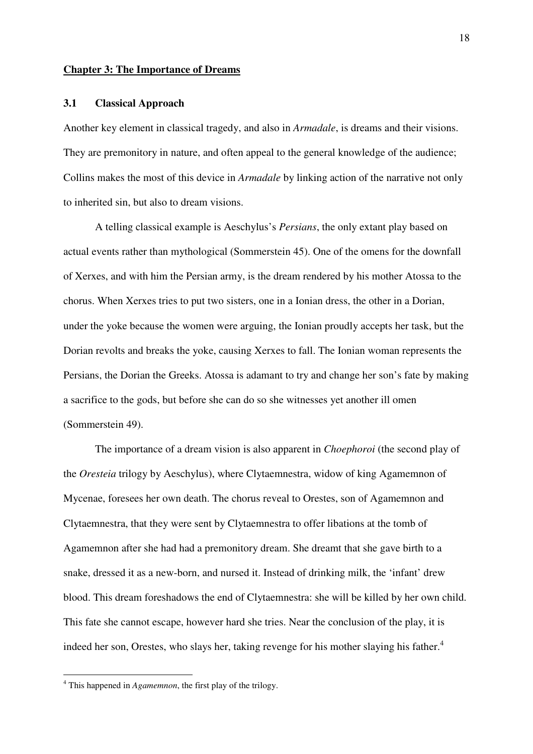## Chapter 3: The Importance of Dreams

### 3.1 Classical Approach

Another key element in classical tragedy, and also in *Armadale*, is dreams and their visions. They are premonitory in nature, and often appeal to the general knowledge of the audience; Collins makes the most of this device in *Armadale* by linking action of the narrative not only to inherited sin, but also to dream visions.

A telling classical example is Aeschylus's *Persians*, the only extant play based on actual events rather than mythological (Sommerstein 45). One of the omens for the downfall of Xerxes, and with him the Persian army, is the dream rendered by his mother Atossa to the chorus. When Xerxes tries to put two sisters, one in a Ionian dress, the other in a Dorian, under the yoke because the women were arguing, the Ionian proudly accepts her task, but the Dorian revolts and breaks the yoke, causing Xerxes to fall. The Ionian woman represents the Persians, the Dorian the Greeks. Atossa is adamant to try and change her son's fate by making a sacrifice to the gods, but before she can do so she witnesses yet another ill omen (Sommerstein 49).

The importance of a dream vision is also apparent in *Choephoroi* (the second play of the *Oresteia* trilogy by Aeschylus), where Clytaemnestra, widow of king Agamemnon of Mycenae, foresees her own death. The chorus reveal to Orestes, son of Agamemnon and Clytaemnestra, that they were sent by Clytaemnestra to offer libations at the tomb of Agamemnon after she had had a premonitory dream. She dreamt that she gave birth to a snake, dressed it as a new-born, and nursed it. Instead of drinking milk, the 'infant' drew blood. This dream foreshadows the end of Clytaemnestra: she will be killed by her own child. This fate she cannot escape, however hard she tries. Near the conclusion of the play, it is indeed her son, Orestes, who slays her, taking revenge for his mother slaying his father.[4]

[4] This happened in *Agamemnon*, the first play of the trilogy.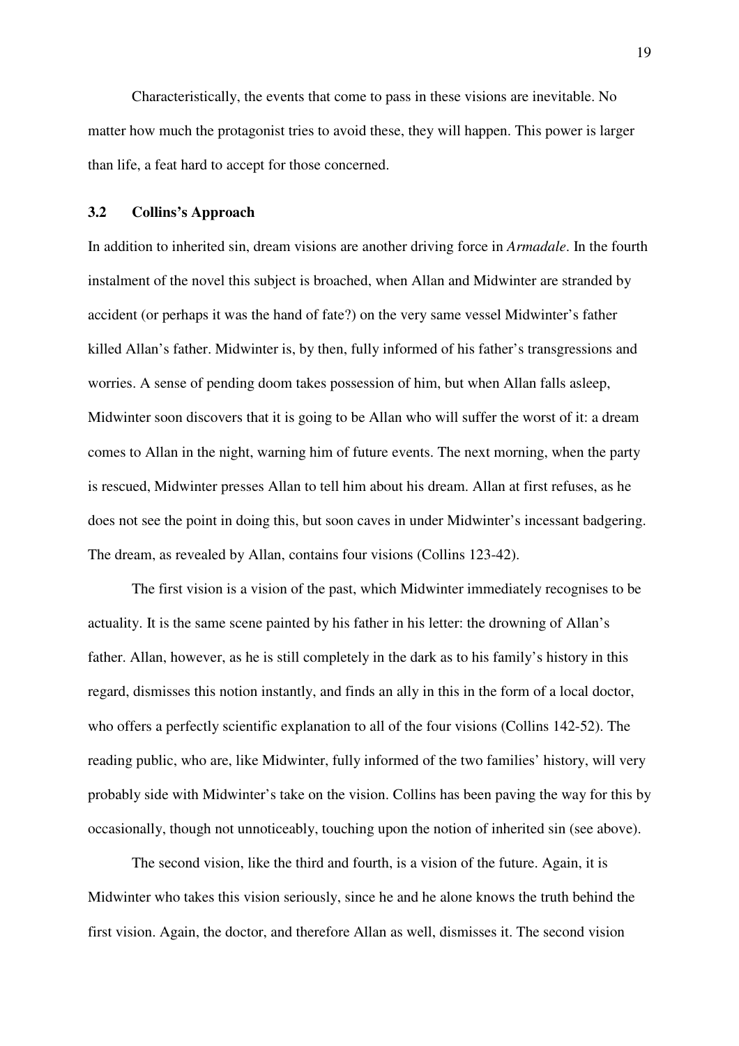Characteristically, the events that come to pass in these visions are inevitable. No matter how much the protagonist tries to avoid these, they will happen. This power is larger than life, a feat hard to accept for those concerned.

### 3.2 Collins's Approach

In addition to inherited sin, dream visions are another driving force in *Armadale*. In the fourth instalment of the novel this subject is broached, when Allan and Midwinter are stranded by accident (or perhaps it was the hand of fate?) on the very same vessel Midwinter's father killed Allan's father. Midwinter is, by then, fully informed of his father's transgressions and worries. A sense of pending doom takes possession of him, but when Allan falls asleep, Midwinter soon discovers that it is going to be Allan who will suffer the worst of it: a dream comes to Allan in the night, warning him of future events. The next morning, when the party is rescued, Midwinter presses Allan to tell him about his dream. Allan at first refuses, as he does not see the point in doing this, but soon caves in under Midwinter's incessant badgering. The dream, as revealed by Allan, contains four visions (Collins 123-42).

The first vision is a vision of the past, which Midwinter immediately recognises to be actuality. It is the same scene painted by his father in his letter: the drowning of Allan's father. Allan, however, as he is still completely in the dark as to his family's history in this regard, dismisses this notion instantly, and finds an ally in this in the form of a local doctor, who offers a perfectly scientific explanation to all of the four visions (Collins 142-52). The reading public, who are, like Midwinter, fully informed of the two families' history, will very probably side with Midwinter's take on the vision. Collins has been paving the way for this by occasionally, though not unnoticeably, touching upon the notion of inherited sin (see above).

The second vision, like the third and fourth, is a vision of the future. Again, it is Midwinter who takes this vision seriously, since he and he alone knows the truth behind the first vision. Again, the doctor, and therefore Allan as well, dismisses it. The second vision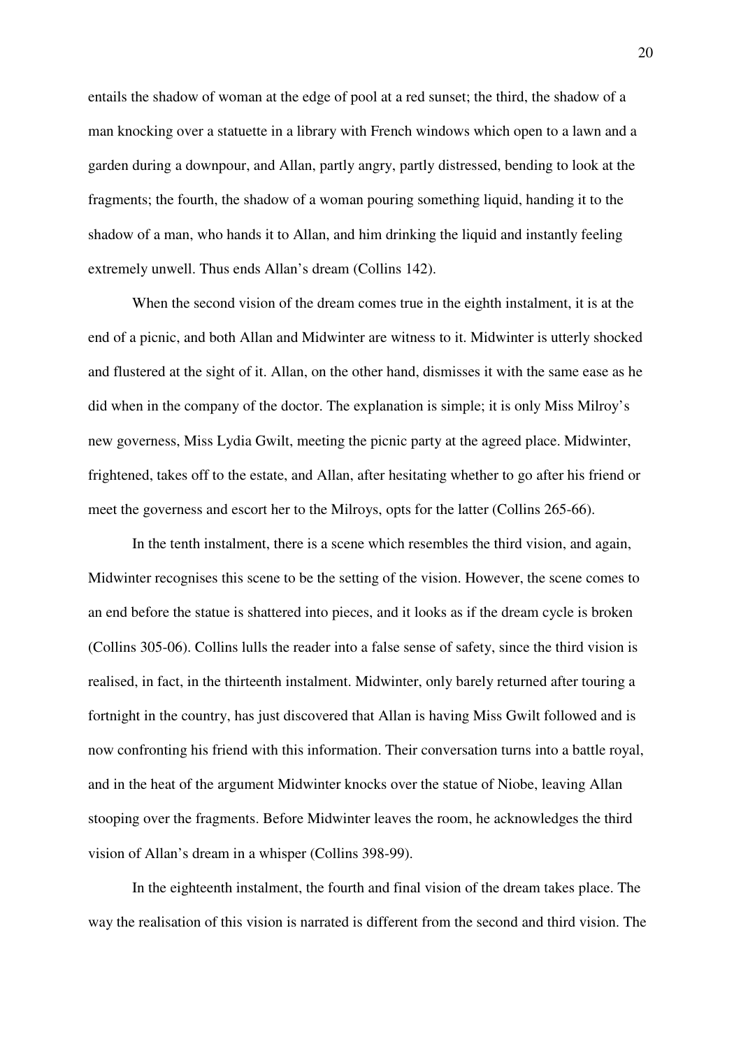entails the shadow of woman at the edge of pool at a red sunset; the third, the shadow of a man knocking over a statuette in a library with French windows which open to a lawn and a garden during a downpour, and Allan, partly angry, partly distressed, bending to look at the fragments; the fourth, the shadow of a woman pouring something liquid, handing it to the shadow of a man, who hands it to Allan, and him drinking the liquid and instantly feeling extremely unwell. Thus ends Allan's dream (Collins 142).

When the second vision of the dream comes true in the eighth instalment, it is at the end of a picnic, and both Allan and Midwinter are witness to it. Midwinter is utterly shocked and flustered at the sight of it. Allan, on the other hand, dismisses it with the same ease as he did when in the company of the doctor. The explanation is simple; it is only Miss Milroy's new governess, Miss Lydia Gwilt, meeting the picnic party at the agreed place. Midwinter, frightened, takes off to the estate, and Allan, after hesitating whether to go after his friend or meet the governess and escort her to the Milroys, opts for the latter (Collins 265-66).

In the tenth instalment, there is a scene which resembles the third vision, and again, Midwinter recognises this scene to be the setting of the vision. However, the scene comes to an end before the statue is shattered into pieces, and it looks as if the dream cycle is broken (Collins 305-06). Collins lulls the reader into a false sense of safety, since the third vision is realised, in fact, in the thirteenth instalment. Midwinter, only barely returned after touring a fortnight in the country, has just discovered that Allan is having Miss Gwilt followed and is now confronting his friend with this information. Their conversation turns into a battle royal, and in the heat of the argument Midwinter knocks over the statue of Niobe, leaving Allan stooping over the fragments. Before Midwinter leaves the room, he acknowledges the third vision of Allan's dream in a whisper (Collins 398-99).

In the eighteenth instalment, the fourth and final vision of the dream takes place. The way the realisation of this vision is narrated is different from the second and third vision. The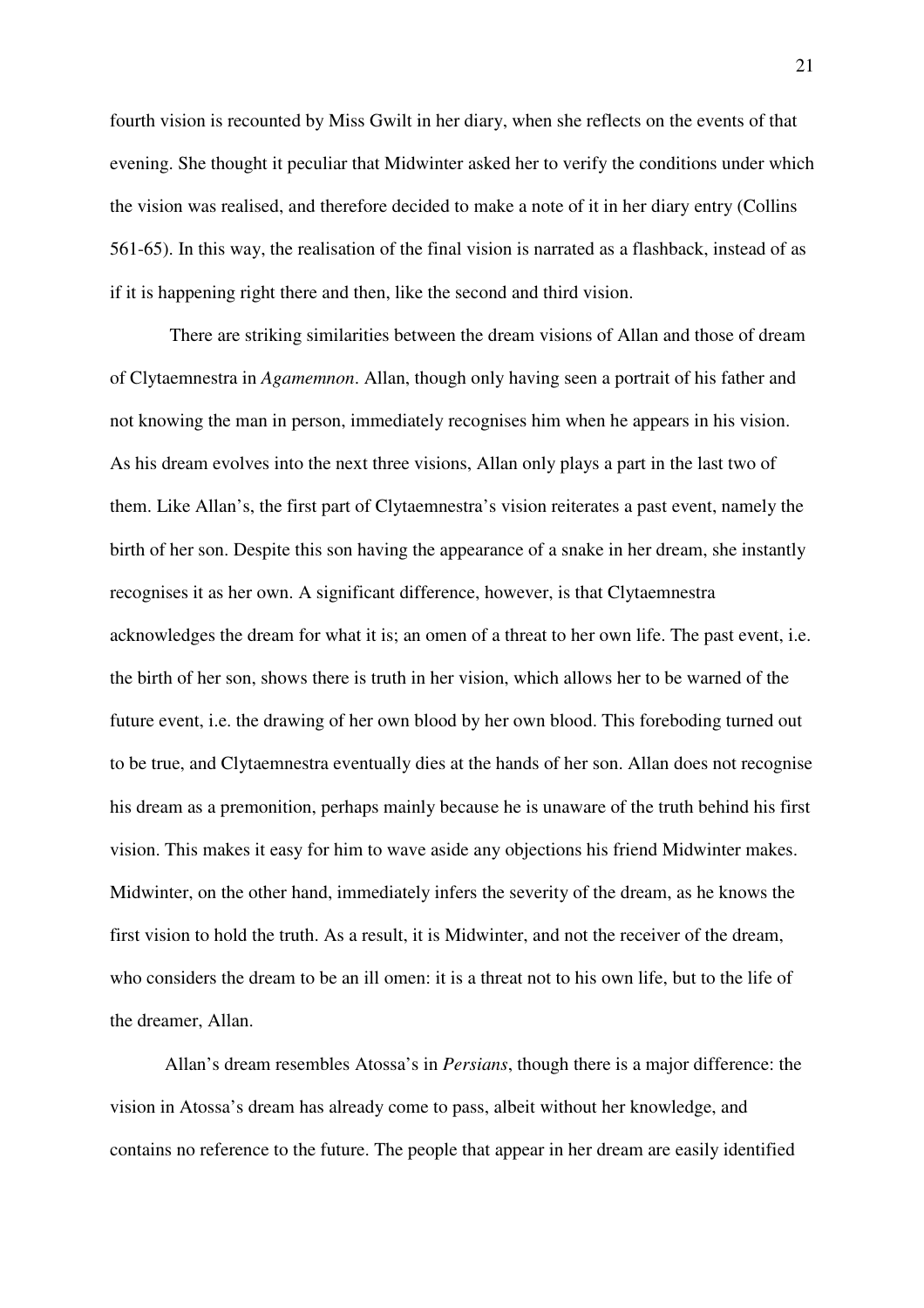fourth vision is recounted by Miss Gwilt in her diary, when she reflects on the events of that evening. She thought it peculiar that Midwinter asked her to verify the conditions under which the vision was realised, and therefore decided to make a note of it in her diary entry (Collins 561-65). In this way, the realisation of the final vision is narrated as a flashback, instead of as if it is happening right there and then, like the second and third vision.

There are striking similarities between the dream visions of Allan and those of dream of Clytaemnestra in *Agamemnon*. Allan, though only having seen a portrait of his father and not knowing the man in person, immediately recognises him when he appears in his vision. As his dream evolves into the next three visions, Allan only plays a part in the last two of them. Like Allan's, the first part of Clytaemnestra's vision reiterates a past event, namely the birth of her son. Despite this son having the appearance of a snake in her dream, she instantly recognises it as her own. A significant difference, however, is that Clytaemnestra acknowledges the dream for what it is; an omen of a threat to her own life. The past event, i.e. the birth of her son, shows there is truth in her vision, which allows her to be warned of the future event, i.e. the drawing of her own blood by her own blood. This foreboding turned out to be true, and Clytaemnestra eventually dies at the hands of her son. Allan does not recognise his dream as a premonition, perhaps mainly because he is unaware of the truth behind his first vision. This makes it easy for him to wave aside any objections his friend Midwinter makes. Midwinter, on the other hand, immediately infers the severity of the dream, as he knows the first vision to hold the truth. As a result, it is Midwinter, and not the receiver of the dream, who considers the dream to be an ill omen: it is a threat not to his own life, but to the life of the dreamer, Allan.

Allan's dream resembles Atossa's in *Persians*, though there is a major difference: the vision in Atossa's dream has already come to pass, albeit without her knowledge, and contains no reference to the future. The people that appear in her dream are easily identified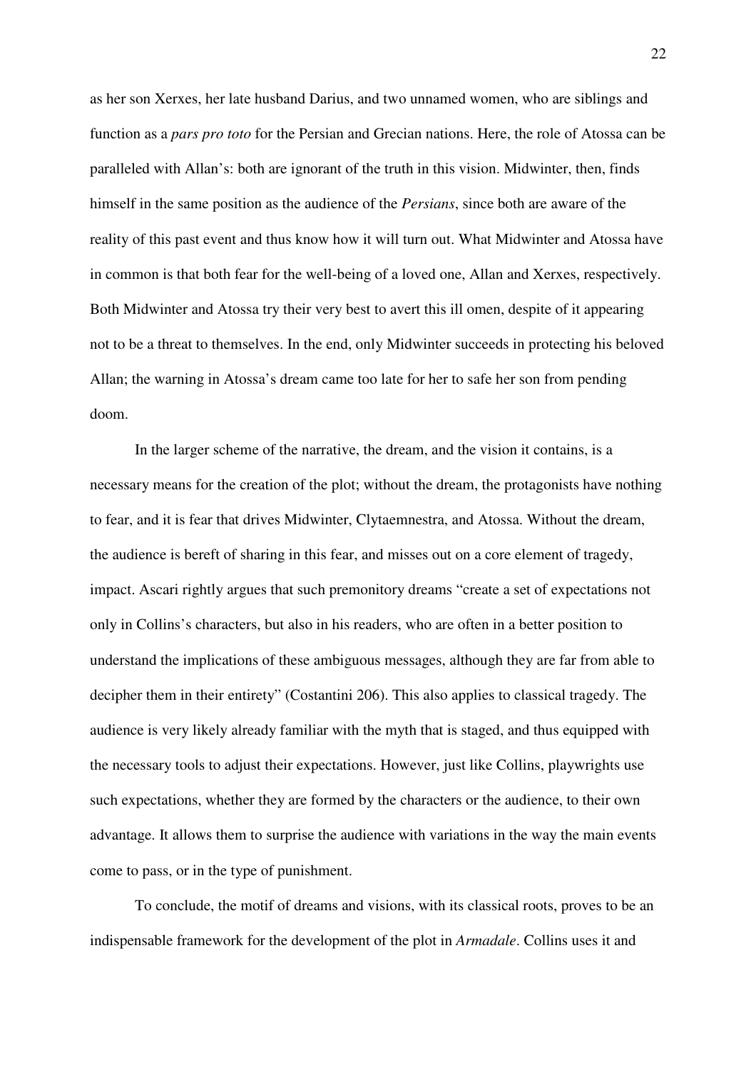as her son Xerxes, her late husband Darius, and two unnamed women, who are siblings and function as a *pars pro toto* for the Persian and Grecian nations. Here, the role of Atossa can be paralleled with Allan's: both are ignorant of the truth in this vision. Midwinter, then, finds himself in the same position as the audience of the *Persians*, since both are aware of the reality of this past event and thus know how it will turn out. What Midwinter and Atossa have in common is that both fear for the well-being of a loved one, Allan and Xerxes, respectively. Both Midwinter and Atossa try their very best to avert this ill omen, despite of it appearing not to be a threat to themselves. In the end, only Midwinter succeeds in protecting his beloved Allan; the warning in Atossa's dream came too late for her to safe her son from pending doom.

In the larger scheme of the narrative, the dream, and the vision it contains, is a necessary means for the creation of the plot; without the dream, the protagonists have nothing to fear, and it is fear that drives Midwinter, Clytaemnestra, and Atossa. Without the dream, the audience is bereft of sharing in this fear, and misses out on a core element of tragedy, impact. Ascari rightly argues that such premonitory dreams "create a set of expectations not only in Collins's characters, but also in his readers, who are often in a better position to understand the implications of these ambiguous messages, although they are far from able to decipher them in their entirety" (Costantini 206). This also applies to classical tragedy. The audience is very likely already familiar with the myth that is staged, and thus equipped with the necessary tools to adjust their expectations. However, just like Collins, playwrights use such expectations, whether they are formed by the characters or the audience, to their own advantage. It allows them to surprise the audience with variations in the way the main events come to pass, or in the type of punishment.

To conclude, the motif of dreams and visions, with its classical roots, proves to be an indispensable framework for the development of the plot in *Armadale*. Collins uses it and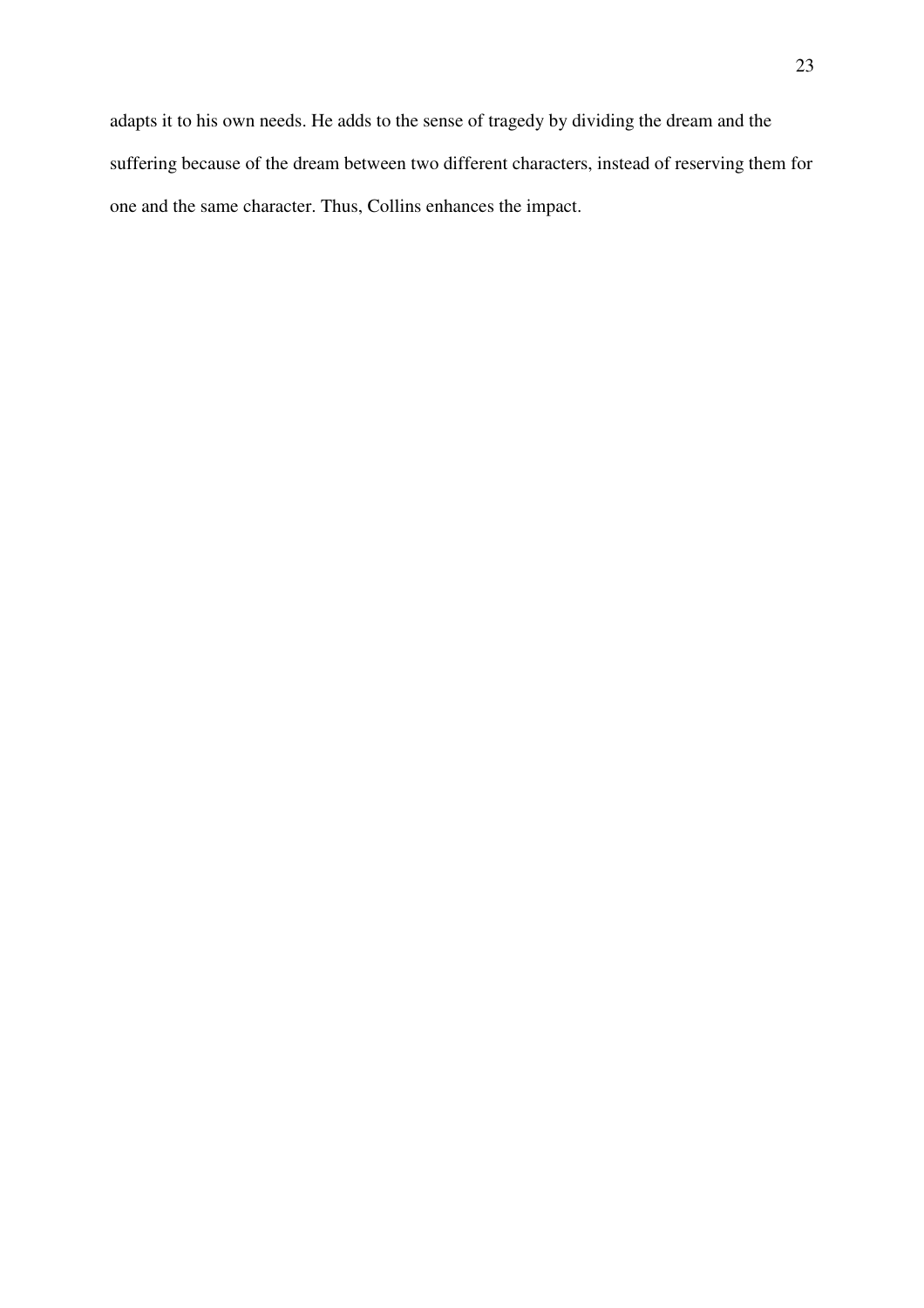adapts it to his own needs. He adds to the sense of tragedy by dividing the dream and the suffering because of the dream between two different characters, instead of reserving them for one and the same character. Thus, Collins enhances the impact.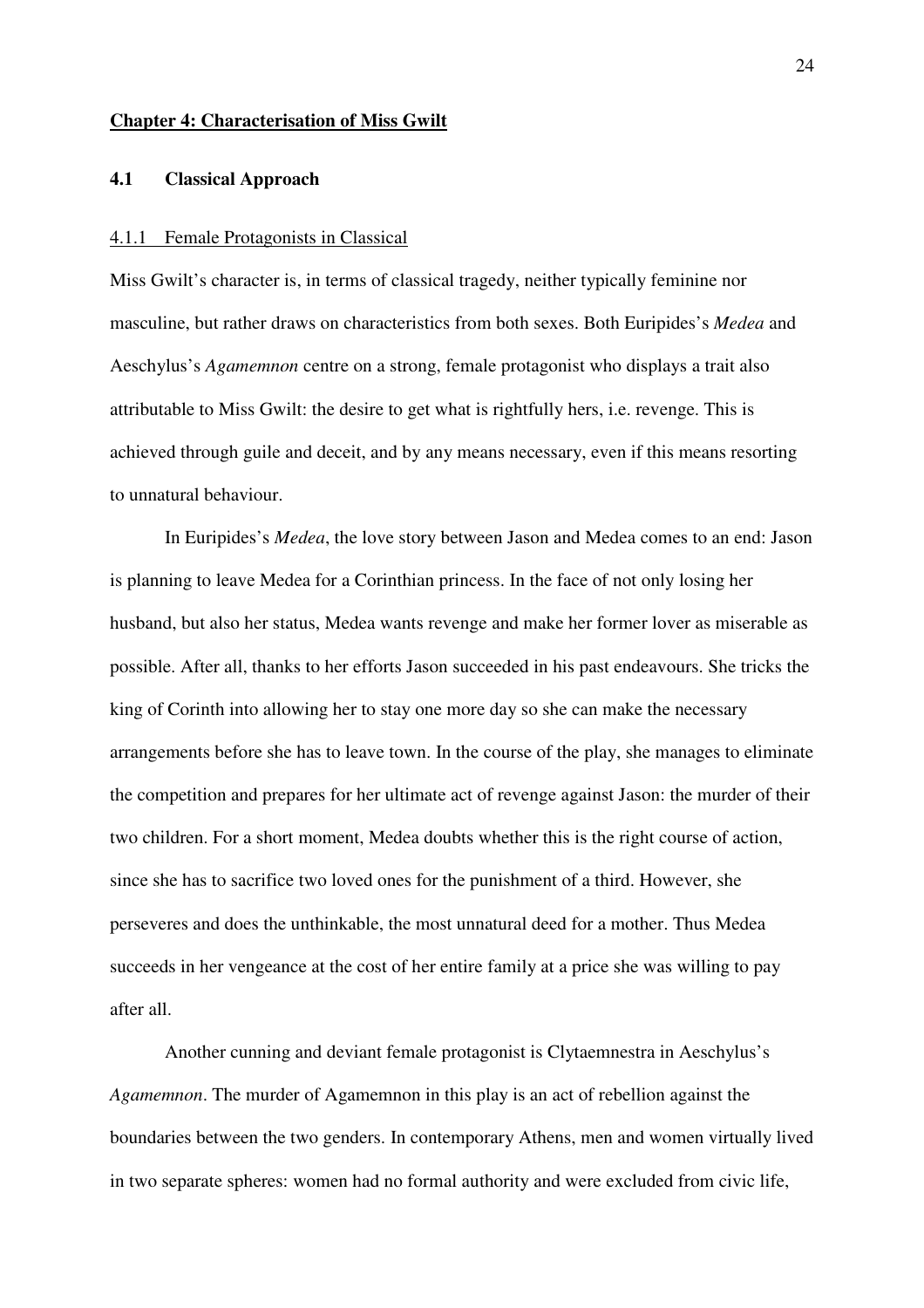# Chapter 4: Characterisation of Miss Gwilt

## 4.1 Classical Approach

### 4.1.1 Female Protagonists in Classical

Miss Gwilt's character is, in terms of classical tragedy, neither typically feminine nor masculine, but rather draws on characteristics from both sexes. Both Euripides's *Medea* and Aeschylus's *Agamemnon* centre on a strong, female protagonist who displays a trait also attributable to Miss Gwilt: the desire to get what is rightfully hers, i.e. revenge. This is achieved through guile and deceit, and by any means necessary, even if this means resorting to unnatural behaviour.

In Euripides's *Medea*, the love story between Jason and Medea comes to an end: Jason is planning to leave Medea for a Corinthian princess. In the face of not only losing her husband, but also her status, Medea wants revenge and make her former lover as miserable as possible. After all, thanks to her efforts Jason succeeded in his past endeavours. She tricks the king of Corinth into allowing her to stay one more day so she can make the necessary arrangements before she has to leave town. In the course of the play, she manages to eliminate the competition and prepares for her ultimate act of revenge against Jason: the murder of their two children. For a short moment, Medea doubts whether this is the right course of action, since she has to sacrifice two loved ones for the punishment of a third. However, she perseveres and does the unthinkable, the most unnatural deed for a mother. Thus Medea succeeds in her vengeance at the cost of her entire family at a price she was willing to pay after all.

Another cunning and deviant female protagonist is Clytaemnestra in Aeschylus's *Agamemnon*. The murder of Agamemnon in this play is an act of rebellion against the boundaries between the two genders. In contemporary Athens, men and women virtually lived in two separate spheres: women had no formal authority and were excluded from civic life,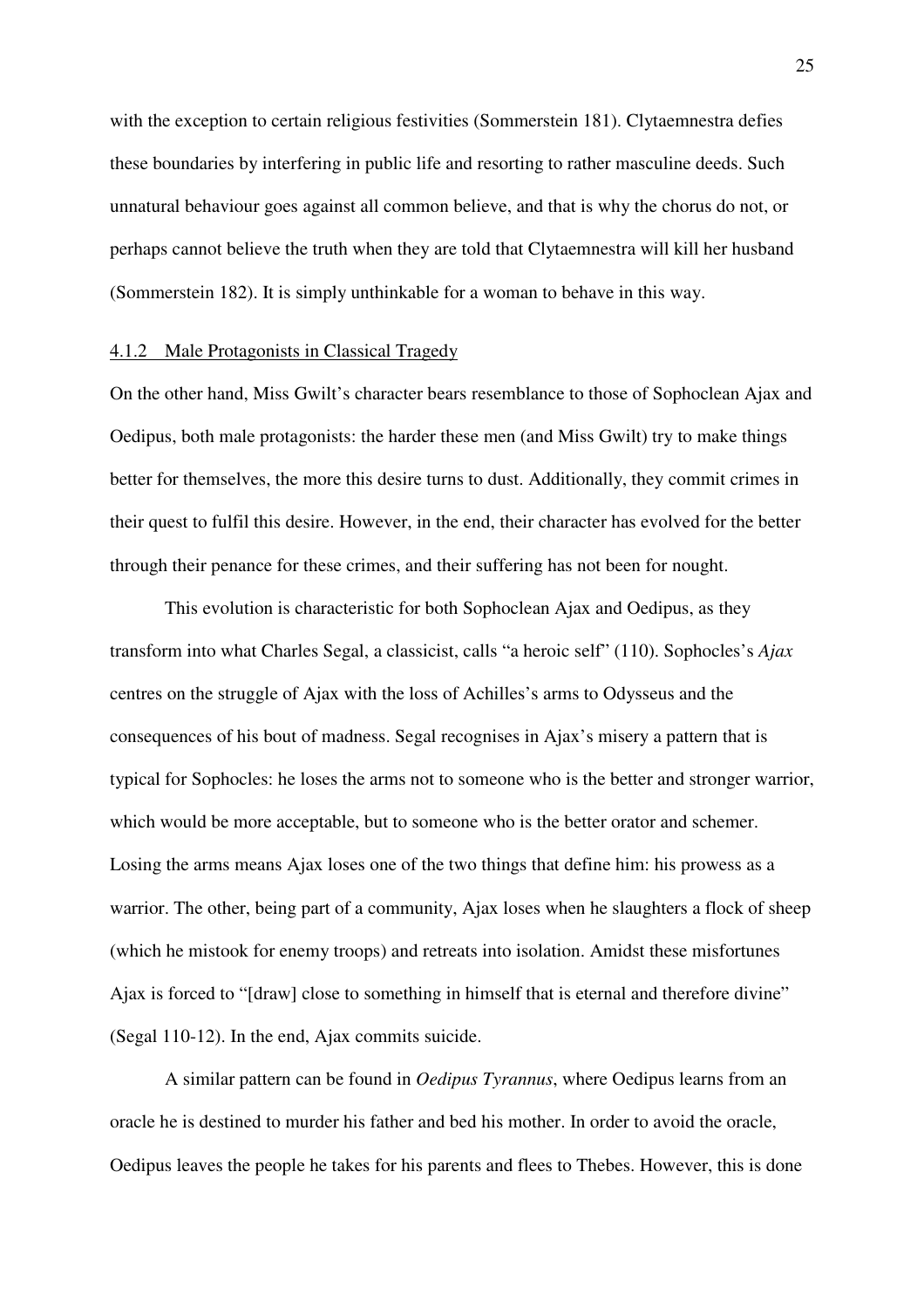with the exception to certain religious festivities (Sommerstein 181). Clytaemnestra defies these boundaries by interfering in public life and resorting to rather masculine deeds. Such unnatural behaviour goes against all common believe, and that is why the chorus do not, or perhaps cannot believe the truth when they are told that Clytaemnestra will kill her husband (Sommerstein 182). It is simply unthinkable for a woman to behave in this way.

#### 4.1.2 Male Protagonists in Classical Tragedy

On the other hand, Miss Gwilt's character bears resemblance to those of Sophoclean Ajax and Oedipus, both male protagonists: the harder these men (and Miss Gwilt) try to make things better for themselves, the more this desire turns to dust. Additionally, they commit crimes in their quest to fulfil this desire. However, in the end, their character has evolved for the better through their penance for these crimes, and their suffering has not been for nought.

This evolution is characteristic for both Sophoclean Ajax and Oedipus, as they transform into what Charles Segal, a classicist, calls "a heroic self" (110). Sophocles's *Ajax* centres on the struggle of Ajax with the loss of Achilles's arms to Odysseus and the consequences of his bout of madness. Segal recognises in Ajax's misery a pattern that is typical for Sophocles: he loses the arms not to someone who is the better and stronger warrior, which would be more acceptable, but to someone who is the better orator and schemer. Losing the arms means Ajax loses one of the two things that define him: his prowess as a warrior. The other, being part of a community, Ajax loses when he slaughters a flock of sheep (which he mistook for enemy troops) and retreats into isolation. Amidst these misfortunes Ajax is forced to "[draw] close to something in himself that is eternal and therefore divine" (Segal 110-12). In the end, Ajax commits suicide.

A similar pattern can be found in *Oedipus Tyrannus*, where Oedipus learns from an oracle he is destined to murder his father and bed his mother. In order to avoid the oracle, Oedipus leaves the people he takes for his parents and flees to Thebes. However, this is done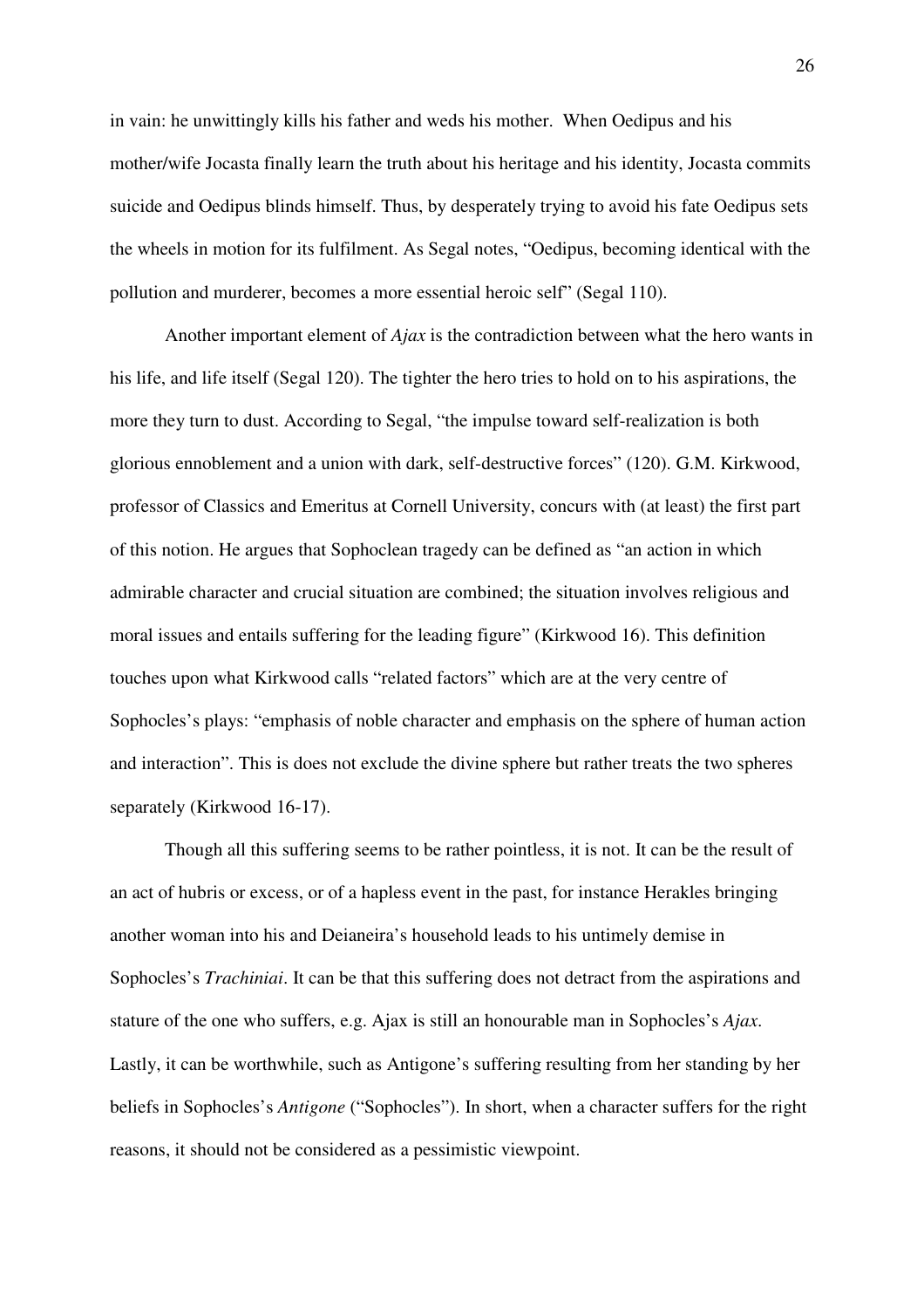in vain: he unwittingly kills his father and weds his mother. When Oedipus and his mother/wife Jocasta finally learn the truth about his heritage and his identity, Jocasta commits suicide and Oedipus blinds himself. Thus, by desperately trying to avoid his fate Oedipus sets the wheels in motion for its fulfilment. As Segal notes, "Oedipus, becoming identical with the pollution and murderer, becomes a more essential heroic self" (Segal 110).

Another important element of *Ajax* is the contradiction between what the hero wants in his life, and life itself (Segal 120). The tighter the hero tries to hold on to his aspirations, the more they turn to dust. According to Segal, "the impulse toward self-realization is both glorious ennoblement and a union with dark, self-destructive forces" (120). G.M. Kirkwood, professor of Classics and Emeritus at Cornell University, concurs with (at least) the first part of this notion. He argues that Sophoclean tragedy can be defined as "an action in which admirable character and crucial situation are combined; the situation involves religious and moral issues and entails suffering for the leading figure" (Kirkwood 16). This definition touches upon what Kirkwood calls "related factors" which are at the very centre of Sophocles's plays: "emphasis of noble character and emphasis on the sphere of human action and interaction". This is does not exclude the divine sphere but rather treats the two spheres separately (Kirkwood 16-17).

Though all this suffering seems to be rather pointless, it is not. It can be the result of an act of hubris or excess, or of a hapless event in the past, for instance Herakles bringing another woman into his and Deianeira's household leads to his untimely demise in Sophocles's *Trachiniai*. It can be that this suffering does not detract from the aspirations and stature of the one who suffers, e.g. Ajax is still an honourable man in Sophocles's *Ajax*. Lastly, it can be worthwhile, such as Antigone's suffering resulting from her standing by her beliefs in Sophocles's *Antigone* ("Sophocles"). In short, when a character suffers for the right reasons, it should not be considered as a pessimistic viewpoint.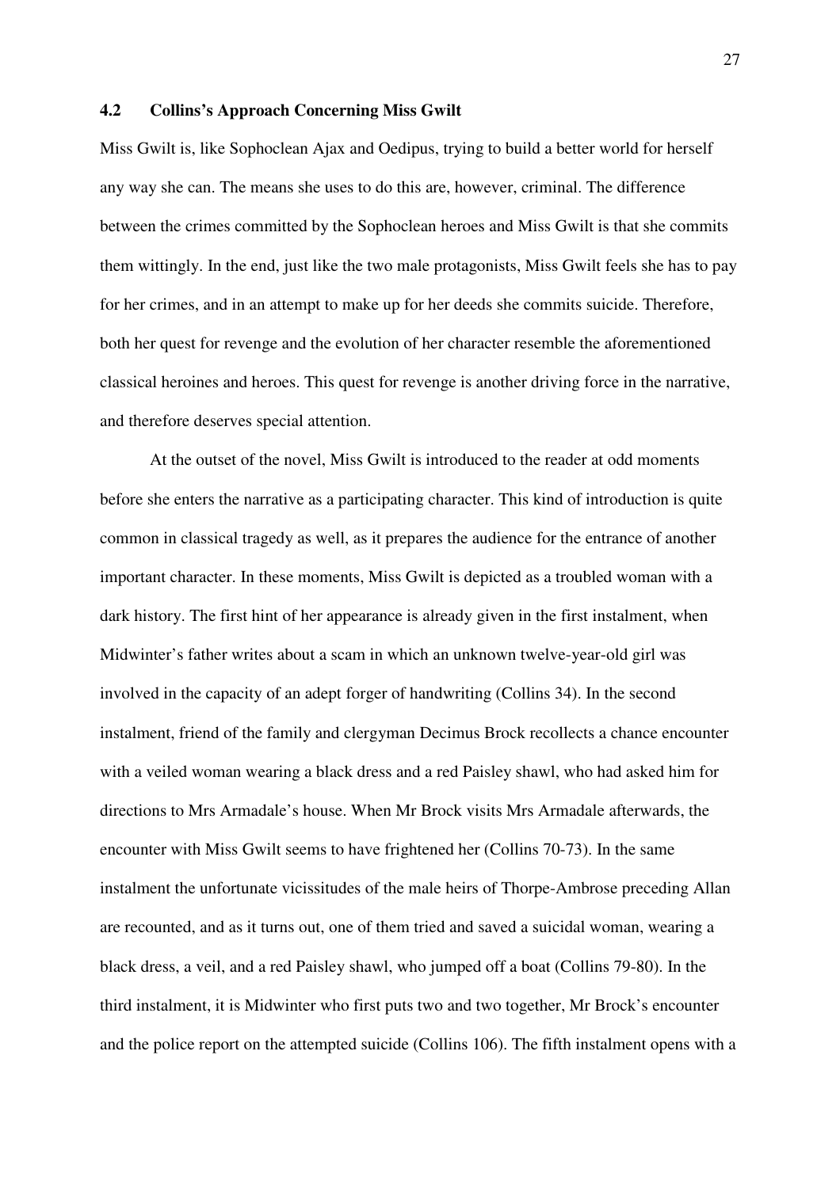### 4.2 Collins's Approach Concerning Miss Gwilt

Miss Gwilt is, like Sophoclean Ajax and Oedipus, trying to build a better world for herself any way she can. The means she uses to do this are, however, criminal. The difference between the crimes committed by the Sophoclean heroes and Miss Gwilt is that she commits them wittingly. In the end, just like the two male protagonists, Miss Gwilt feels she has to pay for her crimes, and in an attempt to make up for her deeds she commits suicide. Therefore, both her quest for revenge and the evolution of her character resemble the aforementioned classical heroines and heroes. This quest for revenge is another driving force in the narrative, and therefore deserves special attention.

At the outset of the novel, Miss Gwilt is introduced to the reader at odd moments before she enters the narrative as a participating character. This kind of introduction is quite common in classical tragedy as well, as it prepares the audience for the entrance of another important character. In these moments, Miss Gwilt is depicted as a troubled woman with a dark history. The first hint of her appearance is already given in the first instalment, when Midwinter's father writes about a scam in which an unknown twelve-year-old girl was involved in the capacity of an adept forger of handwriting (Collins 34). In the second instalment, friend of the family and clergyman Decimus Brock recollects a chance encounter with a veiled woman wearing a black dress and a red Paisley shawl, who had asked him for directions to Mrs Armadale's house. When Mr Brock visits Mrs Armadale afterwards, the encounter with Miss Gwilt seems to have frightened her (Collins 70-73). In the same instalment the unfortunate vicissitudes of the male heirs of Thorpe-Ambrose preceding Allan are recounted, and as it turns out, one of them tried and saved a suicidal woman, wearing a black dress, a veil, and a red Paisley shawl, who jumped off a boat (Collins 79-80). In the third instalment, it is Midwinter who first puts two and two together, Mr Brock's encounter and the police report on the attempted suicide (Collins 106). The fifth instalment opens with a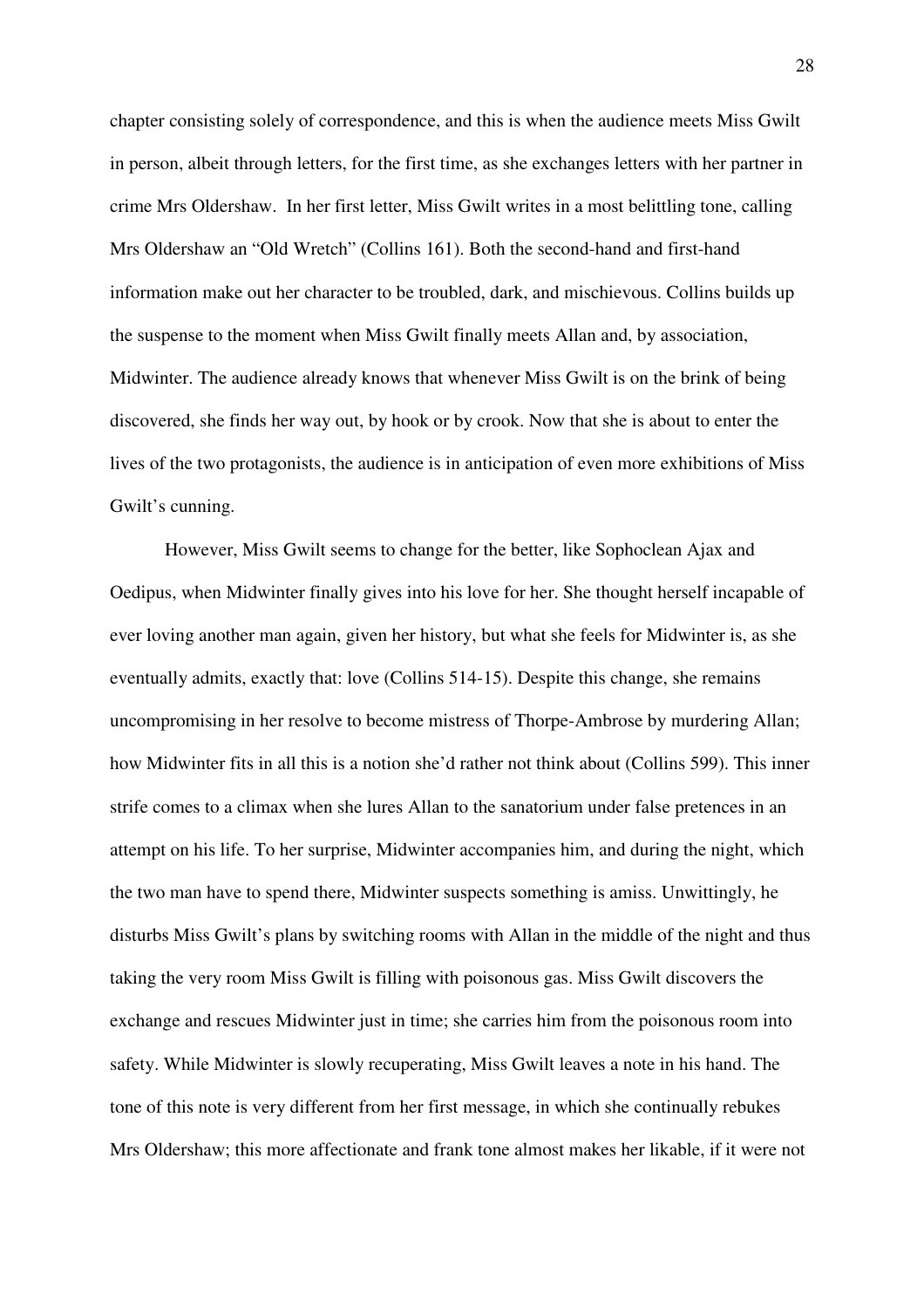chapter consisting solely of correspondence, and this is when the audience meets Miss Gwilt in person, albeit through letters, for the first time, as she exchanges letters with her partner in crime Mrs Oldershaw. In her first letter, Miss Gwilt writes in a most belittling tone, calling Mrs Oldershaw an "Old Wretch" (Collins 161). Both the second-hand and first-hand information make out her character to be troubled, dark, and mischievous. Collins builds up the suspense to the moment when Miss Gwilt finally meets Allan and, by association, Midwinter. The audience already knows that whenever Miss Gwilt is on the brink of being discovered, she finds her way out, by hook or by crook. Now that she is about to enter the lives of the two protagonists, the audience is in anticipation of even more exhibitions of Miss Gwilt's cunning.

However, Miss Gwilt seems to change for the better, like Sophoclean Ajax and Oedipus, when Midwinter finally gives into his love for her. She thought herself incapable of ever loving another man again, given her history, but what she feels for Midwinter is, as she eventually admits, exactly that: love (Collins 514-15). Despite this change, she remains uncompromising in her resolve to become mistress of Thorpe-Ambrose by murdering Allan; how Midwinter fits in all this is a notion she'd rather not think about (Collins 599). This inner strife comes to a climax when she lures Allan to the sanatorium under false pretences in an attempt on his life. To her surprise, Midwinter accompanies him, and during the night, which the two man have to spend there, Midwinter suspects something is amiss. Unwittingly, he disturbs Miss Gwilt's plans by switching rooms with Allan in the middle of the night and thus taking the very room Miss Gwilt is filling with poisonous gas. Miss Gwilt discovers the exchange and rescues Midwinter just in time; she carries him from the poisonous room into safety. While Midwinter is slowly recuperating, Miss Gwilt leaves a note in his hand. The tone of this note is very different from her first message, in which she continually rebukes Mrs Oldershaw; this more affectionate and frank tone almost makes her likable, if it were not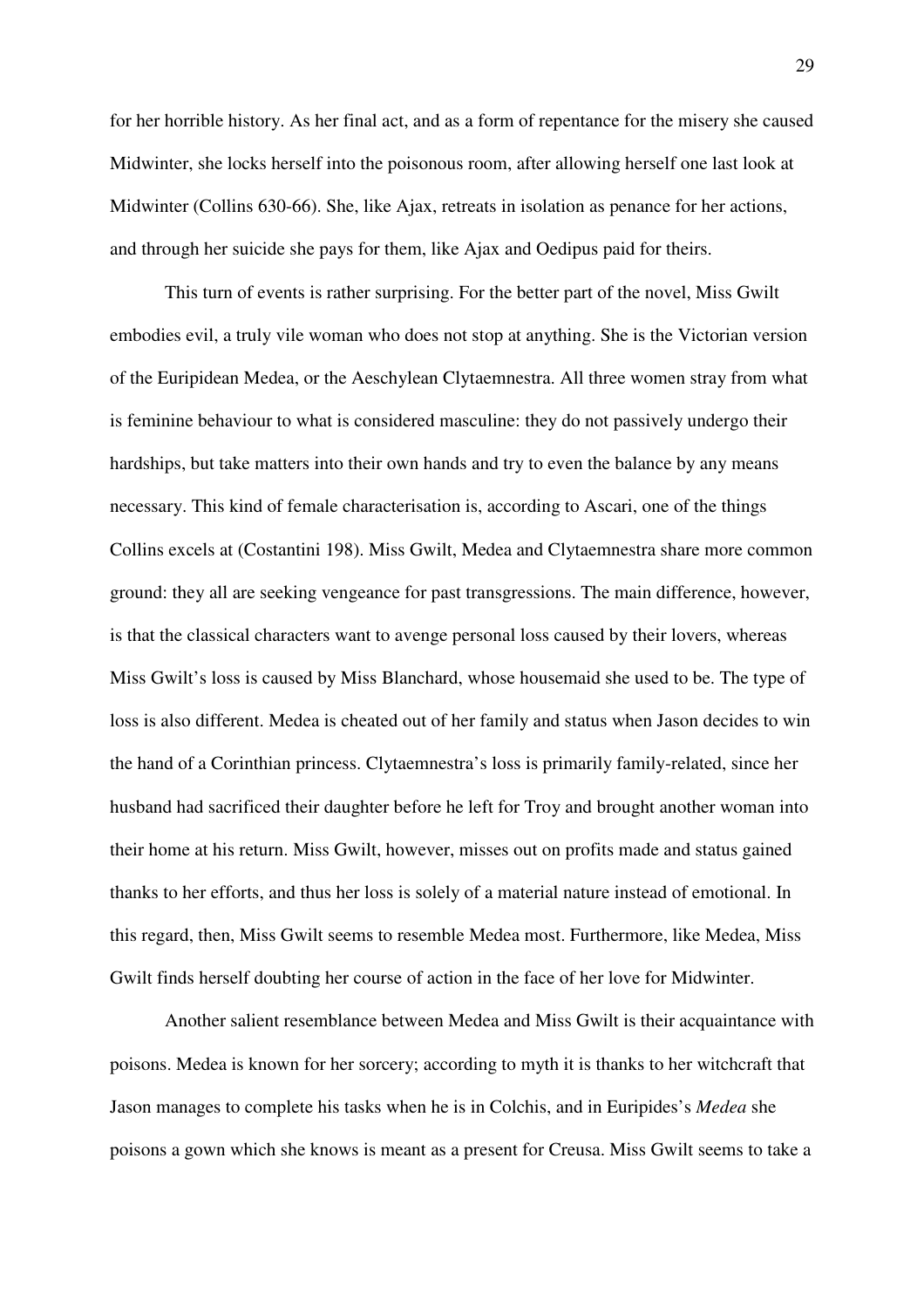for her horrible history. As her final act, and as a form of repentance for the misery she caused Midwinter, she locks herself into the poisonous room, after allowing herself one last look at Midwinter (Collins 630-66). She, like Ajax, retreats in isolation as penance for her actions, and through her suicide she pays for them, like Ajax and Oedipus paid for theirs.

This turn of events is rather surprising. For the better part of the novel, Miss Gwilt embodies evil, a truly vile woman who does not stop at anything. She is the Victorian version of the Euripidean Medea, or the Aeschylean Clytaemnestra. All three women stray from what is feminine behaviour to what is considered masculine: they do not passively undergo their hardships, but take matters into their own hands and try to even the balance by any means necessary. This kind of female characterisation is, according to Ascari, one of the things Collins excels at (Costantini 198). Miss Gwilt, Medea and Clytaemnestra share more common ground: they all are seeking vengeance for past transgressions. The main difference, however, is that the classical characters want to avenge personal loss caused by their lovers, whereas Miss Gwilt's loss is caused by Miss Blanchard, whose housemaid she used to be. The type of loss is also different. Medea is cheated out of her family and status when Jason decides to win the hand of a Corinthian princess. Clytaemnestra's loss is primarily family-related, since her husband had sacrificed their daughter before he left for Troy and brought another woman into their home at his return. Miss Gwilt, however, misses out on profits made and status gained thanks to her efforts, and thus her loss is solely of a material nature instead of emotional. In this regard, then, Miss Gwilt seems to resemble Medea most. Furthermore, like Medea, Miss Gwilt finds herself doubting her course of action in the face of her love for Midwinter.

Another salient resemblance between Medea and Miss Gwilt is their acquaintance with poisons. Medea is known for her sorcery; according to myth it is thanks to her witchcraft that Jason manages to complete his tasks when he is in Colchis, and in Euripides's *Medea* she poisons a gown which she knows is meant as a present for Creusa. Miss Gwilt seems to take a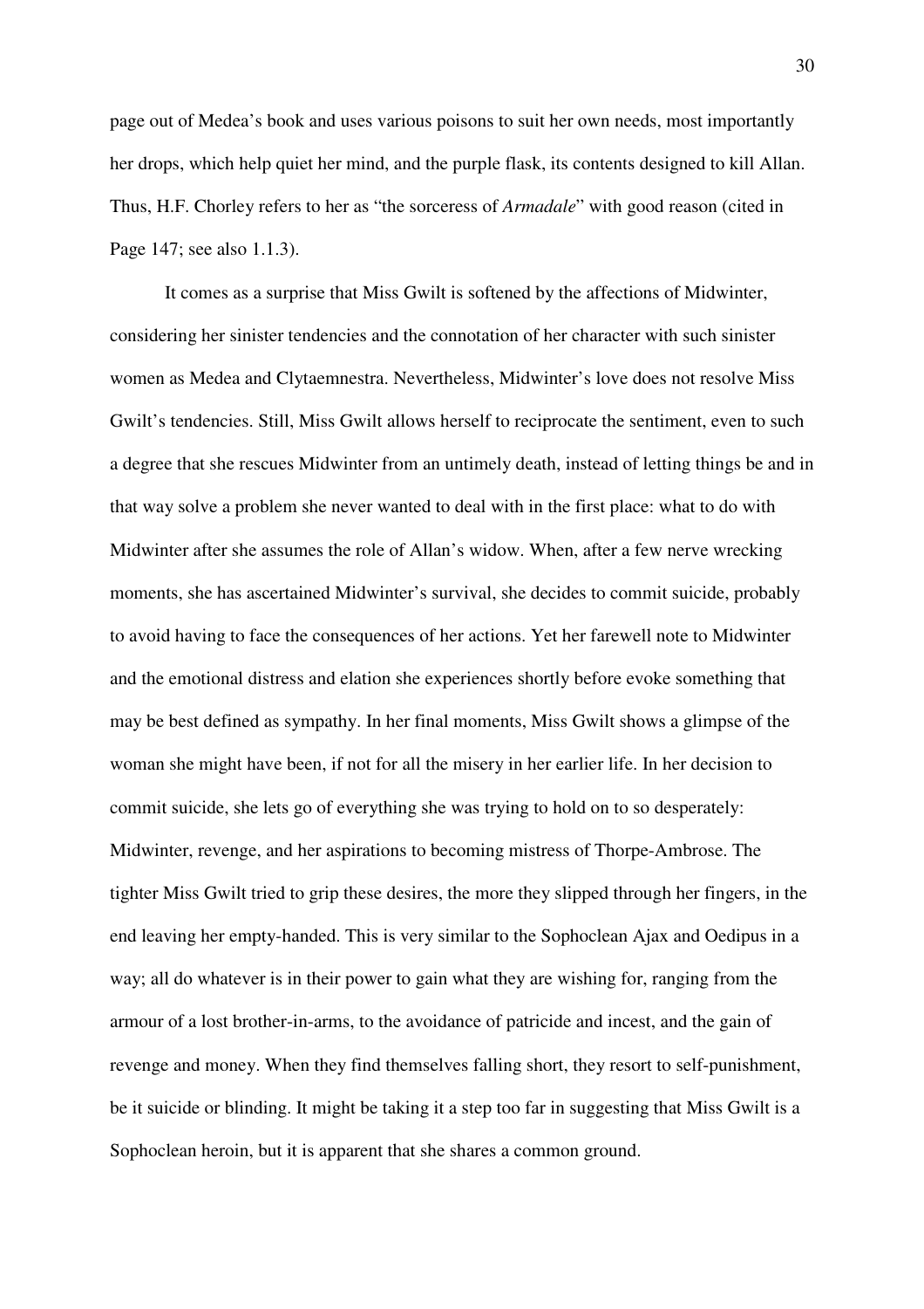page out of Medea's book and uses various poisons to suit her own needs, most importantly her drops, which help quiet her mind, and the purple flask, its contents designed to kill Allan. Thus, H.F. Chorley refers to her as "the sorceress of *Armadale*" with good reason (cited in Page 147; see also 1.1.3).

It comes as a surprise that Miss Gwilt is softened by the affections of Midwinter, considering her sinister tendencies and the connotation of her character with such sinister women as Medea and Clytaemnestra. Nevertheless, Midwinter's love does not resolve Miss Gwilt's tendencies. Still, Miss Gwilt allows herself to reciprocate the sentiment, even to such a degree that she rescues Midwinter from an untimely death, instead of letting things be and in that way solve a problem she never wanted to deal with in the first place: what to do with Midwinter after she assumes the role of Allan's widow. When, after a few nerve wrecking moments, she has ascertained Midwinter's survival, she decides to commit suicide, probably to avoid having to face the consequences of her actions. Yet her farewell note to Midwinter and the emotional distress and elation she experiences shortly before evoke something that may be best defined as sympathy. In her final moments, Miss Gwilt shows a glimpse of the woman she might have been, if not for all the misery in her earlier life. In her decision to commit suicide, she lets go of everything she was trying to hold on to so desperately: Midwinter, revenge, and her aspirations to becoming mistress of Thorpe-Ambrose. The tighter Miss Gwilt tried to grip these desires, the more they slipped through her fingers, in the end leaving her empty-handed. This is very similar to the Sophoclean Ajax and Oedipus in a way; all do whatever is in their power to gain what they are wishing for, ranging from the armour of a lost brother-in-arms, to the avoidance of patricide and incest, and the gain of revenge and money. When they find themselves falling short, they resort to self-punishment, be it suicide or blinding. It might be taking it a step too far in suggesting that Miss Gwilt is a Sophoclean heroin, but it is apparent that she shares a common ground.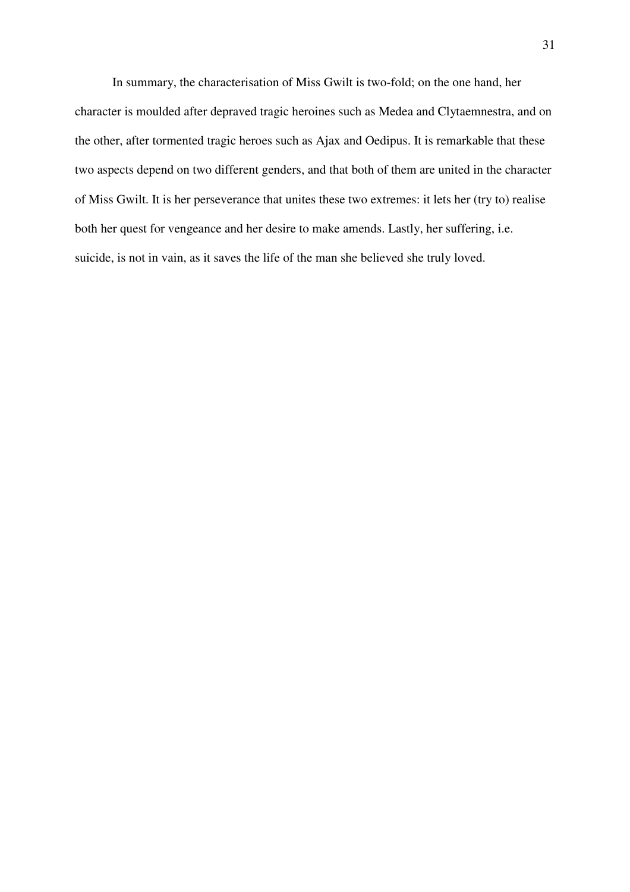In summary, the characterisation of Miss Gwilt is two-fold; on the one hand, her character is moulded after depraved tragic heroines such as Medea and Clytaemnestra, and on the other, after tormented tragic heroes such as Ajax and Oedipus. It is remarkable that these two aspects depend on two different genders, and that both of them are united in the character of Miss Gwilt. It is her perseverance that unites these two extremes: it lets her (try to) realise both her quest for vengeance and her desire to make amends. Lastly, her suffering, i.e. suicide, is not in vain, as it saves the life of the man she believed she truly loved.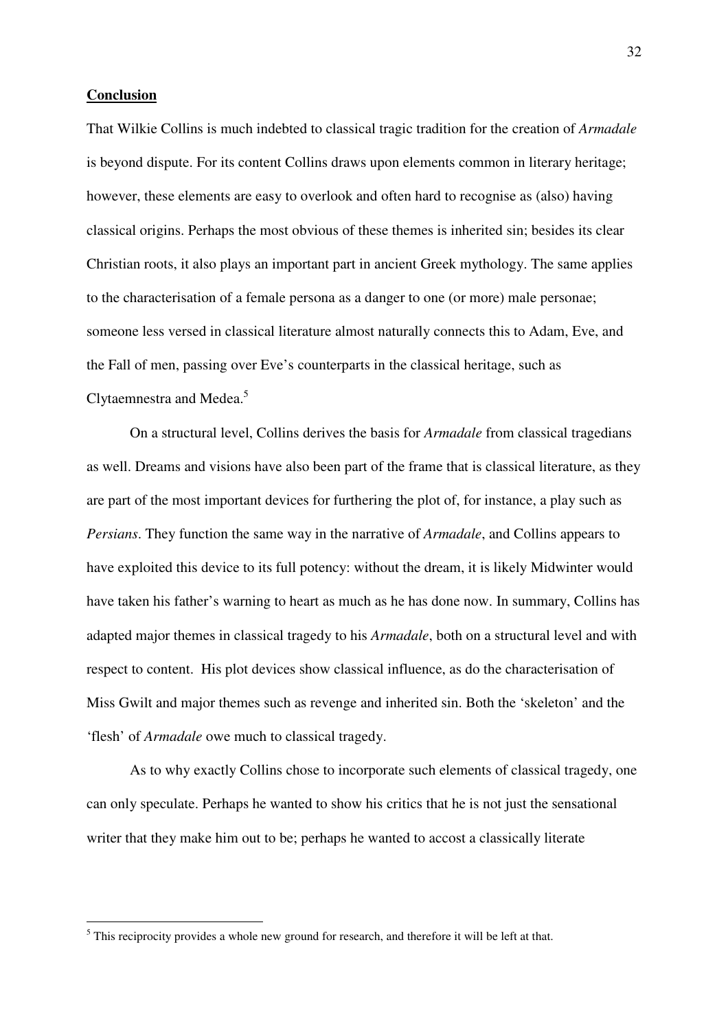**Conclusion**

That Wilkie Collins is much indebted to classical tragic tradition for the creation of *Armadale* is beyond dispute. For its content Collins draws upon elements common in literary heritage; however, these elements are easy to overlook and often hard to recognise as (also) having classical origins. Perhaps the most obvious of these themes is inherited sin; besides its clear Christian roots, it also plays an important part in ancient Greek mythology. The same applies to the characterisation of a female persona as a danger to one (or more) male personae; someone less versed in classical literature almost naturally connects this to Adam, Eve, and the Fall of men, passing over Eve's counterparts in the classical heritage, such as Clytaemnestra and Medea.[5]

On a structural level, Collins derives the basis for *Armadale* from classical tragedians as well. Dreams and visions have also been part of the frame that is classical literature, as they are part of the most important devices for furthering the plot of, for instance, a play such as *Persians*. They function the same way in the narrative of *Armadale*, and Collins appears to have exploited this device to its full potency: without the dream, it is likely Midwinter would have taken his father's warning to heart as much as he has done now. In summary, Collins has adapted major themes in classical tragedy to his *Armadale*, both on a structural level and with respect to content. His plot devices show classical influence, as do the characterisation of Miss Gwilt and major themes such as revenge and inherited sin. Both the 'skeleton' and the 'flesh' of *Armadale* owe much to classical tragedy.

As to why exactly Collins chose to incorporate such elements of classical tragedy, one can only speculate. Perhaps he wanted to show his critics that he is not just the sensational writer that they make him out to be; perhaps he wanted to accost a classically literate

[5] This reciprocity provides a whole new ground for research, and therefore it will be left at that.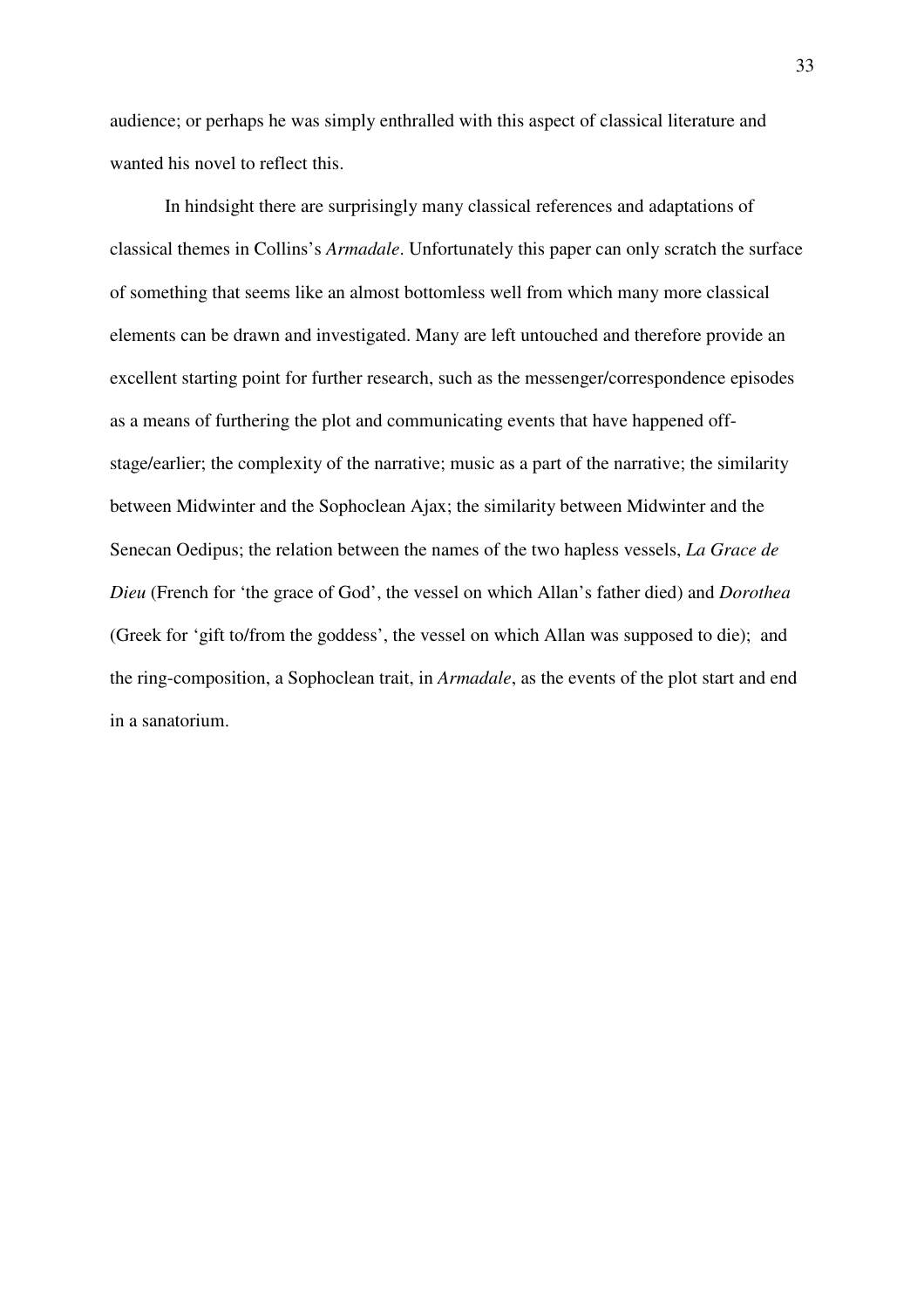audience; or perhaps he was simply enthralled with this aspect of classical literature and wanted his novel to reflect this.

In hindsight there are surprisingly many classical references and adaptations of classical themes in Collins's *Armadale*. Unfortunately this paper can only scratch the surface of something that seems like an almost bottomless well from which many more classical elements can be drawn and investigated. Many are left untouched and therefore provide an excellent starting point for further research, such as the messenger/correspondence episodes as a means of furthering the plot and communicating events that have happened off-stage/earlier; the complexity of the narrative; music as a part of the narrative; the similarity between Midwinter and the Sophoclean Ajax; the similarity between Midwinter and the Senecan Oedipus; the relation between the names of the two hapless vessels, *La Grace de Dieu* (French for 'the grace of God', the vessel on which Allan's father died) and *Dorothea* (Greek for 'gift to/from the goddess', the vessel on which Allan was supposed to die); and the ring-composition, a Sophoclean trait, in *Armadale*, as the events of the plot start and end in a sanatorium.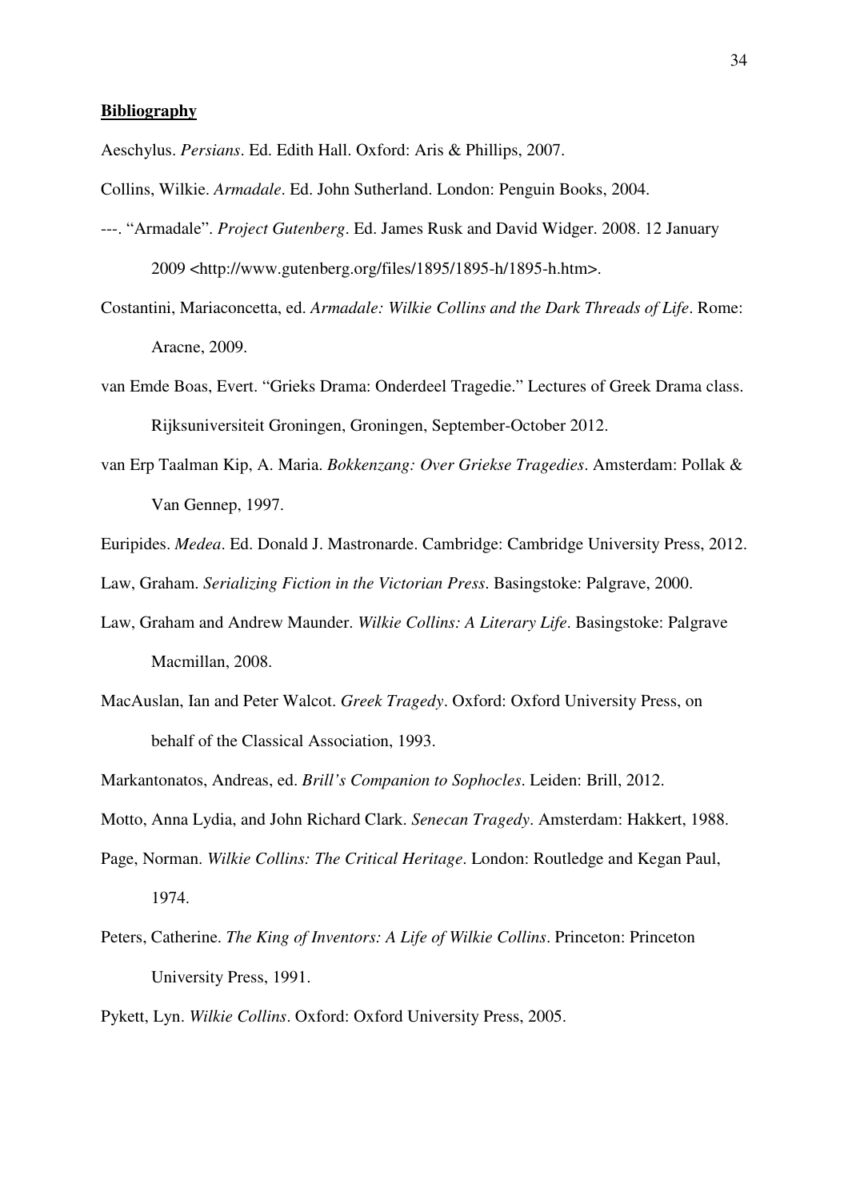**Bibliography**

Aeschylus. *Persians*. Ed. Edith Hall. Oxford: Aris & Phillips, 2007.

Collins, Wilkie. *Armadale*. Ed. John Sutherland. London: Penguin Books, 2004.

---. "Armadale". *Project Gutenberg*. Ed. James Rusk and David Widger. 2008. 12 January 2009 <http://www.gutenberg.org/files/1895/1895-h/1895-h.htm>.

Costantini, Mariaconcetta, ed. *Armadale: Wilkie Collins and the Dark Threads of Life*. Rome: Aracne, 2009.

van Emde Boas, Evert. "Grieks Drama: Onderdeel Tragedie." Lectures of Greek Drama class. Rijksuniversiteit Groningen, Groningen, September-October 2012.

van Erp Taalman Kip, A. Maria. *Bokkenzang: Over Griekse Tragedies*. Amsterdam: Pollak & Van Gennep, 1997.

Euripides. *Medea*. Ed. Donald J. Mastronarde. Cambridge: Cambridge University Press, 2012.

Law, Graham. *Serializing Fiction in the Victorian Press*. Basingstoke: Palgrave, 2000.

Law, Graham and Andrew Maunder. *Wilkie Collins: A Literary Life*. Basingstoke: Palgrave Macmillan, 2008.

MacAuslan, Ian and Peter Walcot. *Greek Tragedy*. Oxford: Oxford University Press, on behalf of the Classical Association, 1993.

Markantonatos, Andreas, ed. *Brill's Companion to Sophocles*. Leiden: Brill, 2012.

Motto, Anna Lydia, and John Richard Clark. *Senecan Tragedy*. Amsterdam: Hakkert, 1988.

Page, Norman. *Wilkie Collins: The Critical Heritage*. London: Routledge and Kegan Paul, 1974.

Peters, Catherine. *The King of Inventors: A Life of Wilkie Collins*. Princeton: Princeton University Press, 1991.

Pykett, Lyn. *Wilkie Collins*. Oxford: Oxford University Press, 2005.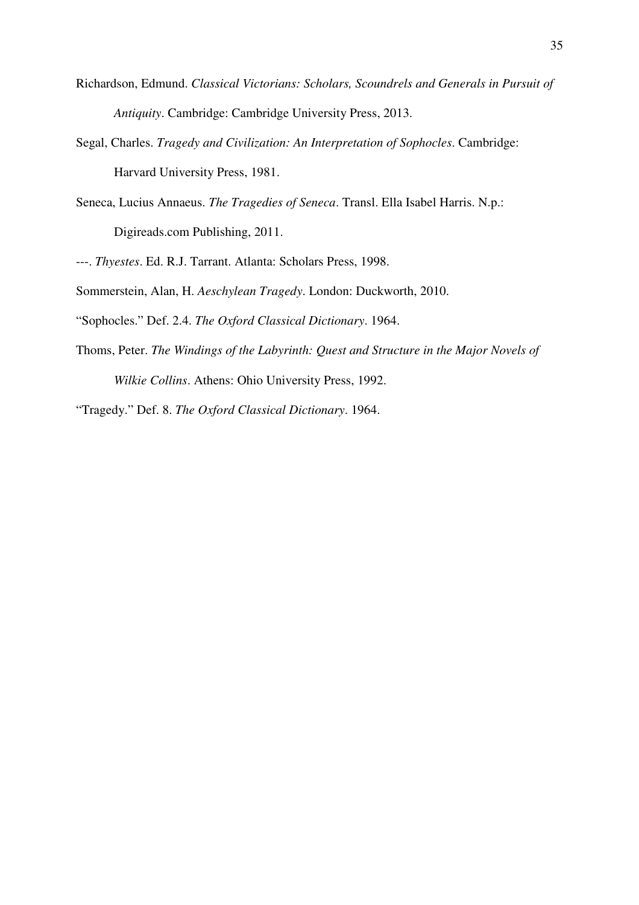Richardson, Edmund. *Classical Victorians: Scholars, Scoundrels and Generals in Pursuit of Antiquity*. Cambridge: Cambridge University Press, 2013.

Segal, Charles. *Tragedy and Civilization: An Interpretation of Sophocles*. Cambridge: Harvard University Press, 1981.

Seneca, Lucius Annaeus. *The Tragedies of Seneca*. Transl. Ella Isabel Harris. N.p.: Digireads.com Publishing, 2011.

---. *Thyestes*. Ed. R.J. Tarrant. Atlanta: Scholars Press, 1998.

Sommerstein, Alan, H. *Aeschylean Tragedy*. London: Duckworth, 2010.

"Sophocles." Def. 2.4. *The Oxford Classical Dictionary*. 1964.

Thoms, Peter. *The Windings of the Labyrinth: Quest and Structure in the Major Novels of Wilkie Collins*. Athens: Ohio University Press, 1992.

"Tragedy." Def. 8. *The Oxford Classical Dictionary*. 1964.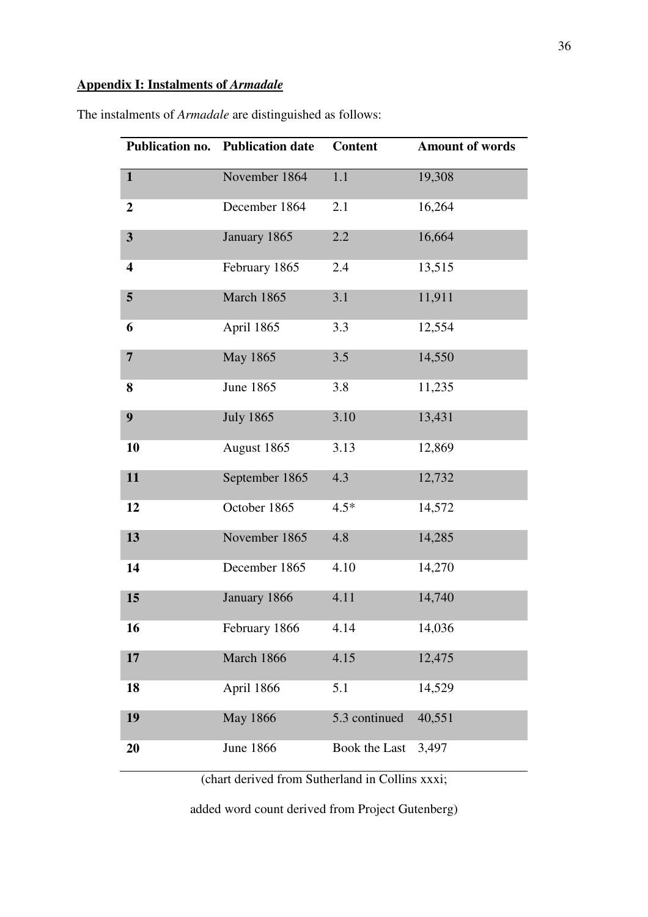## <u>Appendix I: Instalments of *Armadale*</u>

The instalments of *Armadale* are distinguished as follows:

| Publication no. | Publication date | Content | Amount of words |
|---|---|---|---|
| **1** | November 1864 | 1.1 | 19,308 |
| **2** | December 1864 | 2.1 | 16,264 |
| **3** | January 1865 | 2.2 | 16,664 |
| **4** | February 1865 | 2.4 | 13,515 |
| **5** | March 1865 | 3.1 | 11,911 |
| **6** | April 1865 | 3.3 | 12,554 |
| **7** | May 1865 | 3.5 | 14,550 |
| **8** | June 1865 | 3.8 | 11,235 |
| **9** | July 1865 | 3.10 | 13,431 |
| **10** | August 1865 | 3.13 | 12,869 |
| **11** | September 1865 | 4.3 | 12,732 |
| **12** | October 1865 | 4.5* | 14,572 |
| **13** | November 1865 | 4.8 | 14,285 |
| **14** | December 1865 | 4.10 | 14,270 |
| **15** | January 1866 | 4.11 | 14,740 |
| **16** | February 1866 | 4.14 | 14,036 |
| **17** | March 1866 | 4.15 | 12,475 |
| **18** | April 1866 | 5.1 | 14,529 |
| **19** | May 1866 | 5.3 continued | 40,551 |
| **20** | June 1866 | Book the Last | 3,497 |

(chart derived from Sutherland in Collins xxxi;

added word count derived from Project Gutenberg)